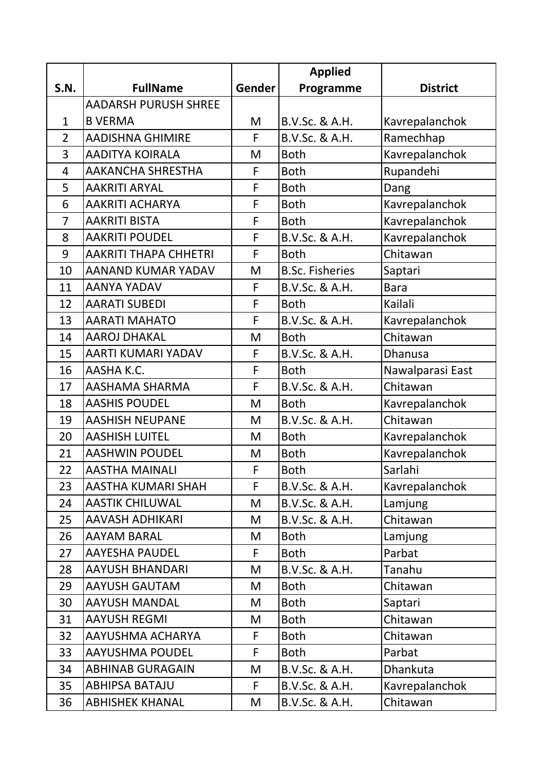| S.N. | FullName | Gender | Applied Programme | District |
|---|---|---|---|---|
| 1 | AADARSH PURUSH SHREE B VERMA | M | B.V.Sc. & A.H. | Kavrepalanchok |
| 2 | AADISHNA GHIMIRE | F | B.V.Sc. & A.H. | Ramechhap |
| 3 | AADITYA KOIRALA | M | Both | Kavrepalanchok |
| 4 | AAKANCHA SHRESTHA | F | Both | Rupandehi |
| 5 | AAKRITI ARYAL | F | Both | Dang |
| 6 | AAKRITI ACHARYA | F | Both | Kavrepalanchok |
| 7 | AAKRITI BISTA | F | Both | Kavrepalanchok |
| 8 | AAKRITI POUDEL | F | B.V.Sc. & A.H. | Kavrepalanchok |
| 9 | AAKRITI THAPA CHHETRI | F | Both | Chitawan |
| 10 | AANAND KUMAR YADAV | M | B.Sc. Fisheries | Saptari |
| 11 | AANYA YADAV | F | B.V.Sc. & A.H. | Bara |
| 12 | AARATI SUBEDI | F | Both | Kailali |
| 13 | AARATI MAHATO | F | B.V.Sc. & A.H. | Kavrepalanchok |
| 14 | AAROJ DHAKAL | M | Both | Chitawan |
| 15 | AARTI KUMARI YADAV | F | B.V.Sc. & A.H. | Dhanusa |
| 16 | AASHA K.C. | F | Both | Nawalparasi East |
| 17 | AASHAMA SHARMA | F | B.V.Sc. & A.H. | Chitawan |
| 18 | AASHIS POUDEL | M | Both | Kavrepalanchok |
| 19 | AASHISH NEUPANE | M | B.V.Sc. & A.H. | Chitawan |
| 20 | AASHISH LUITEL | M | Both | Kavrepalanchok |
| 21 | AASHWIN POUDEL | M | Both | Kavrepalanchok |
| 22 | AASTHA MAINALI | F | Both | Sarlahi |
| 23 | AASTHA KUMARI SHAH | F | B.V.Sc. & A.H. | Kavrepalanchok |
| 24 | AASTIK CHILUWAL | M | B.V.Sc. & A.H. | Lamjung |
| 25 | AAVASH ADHIKARI | M | B.V.Sc. & A.H. | Chitawan |
| 26 | AAYAM BARAL | M | Both | Lamjung |
| 27 | AAYESHA PAUDEL | F | Both | Parbat |
| 28 | AAYUSH BHANDARI | M | B.V.Sc. & A.H. | Tanahu |
| 29 | AAYUSH GAUTAM | M | Both | Chitawan |
| 30 | AAYUSH MANDAL | M | Both | Saptari |
| 31 | AAYUSH REGMI | M | Both | Chitawan |
| 32 | AAYUSHMA ACHARYA | F | Both | Chitawan |
| 33 | AAYUSHMA POUDEL | F | Both | Parbat |
| 34 | ABHINAB GURAGAIN | M | B.V.Sc. & A.H. | Dhankuta |
| 35 | ABHIPSA BATAJU | F | B.V.Sc. & A.H. | Kavrepalanchok |
| 36 | ABHISHEK KHANAL | M | B.V.Sc. & A.H. | Chitawan |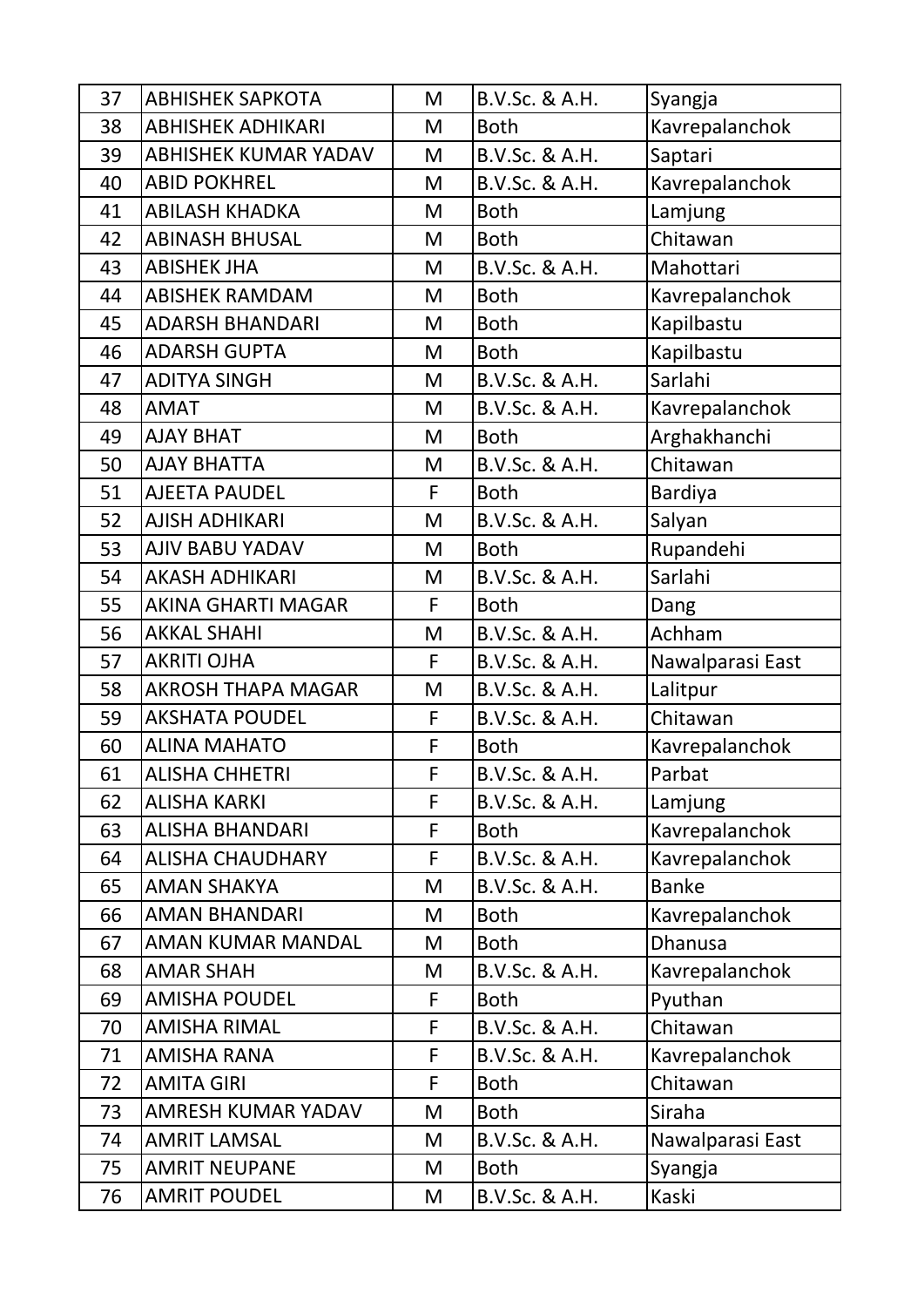| 37 | ABHISHEK SAPKOTA | M | B.V.Sc. & A.H. | Syangja |
|---|---|---|---|---|
| 38 | ABHISHEK ADHIKARI | M | Both | Kavrepalanchok |
| 39 | ABHISHEK KUMAR YADAV | M | B.V.Sc. & A.H. | Saptari |
| 40 | ABID POKHREL | M | B.V.Sc. & A.H. | Kavrepalanchok |
| 41 | ABILASH KHADKA | M | Both | Lamjung |
| 42 | ABINASH BHUSAL | M | Both | Chitawan |
| 43 | ABISHEK JHA | M | B.V.Sc. & A.H. | Mahottari |
| 44 | ABISHEK RAMDAM | M | Both | Kavrepalanchok |
| 45 | ADARSH BHANDARI | M | Both | Kapilbastu |
| 46 | ADARSH GUPTA | M | Both | Kapilbastu |
| 47 | ADITYA SINGH | M | B.V.Sc. & A.H. | Sarlahi |
| 48 | AMAT | M | B.V.Sc. & A.H. | Kavrepalanchok |
| 49 | AJAY BHAT | M | Both | Arghakhanchi |
| 50 | AJAY BHATTA | M | B.V.Sc. & A.H. | Chitawan |
| 51 | AJEETA PAUDEL | F | Both | Bardiya |
| 52 | AJISH ADHIKARI | M | B.V.Sc. & A.H. | Salyan |
| 53 | AJIV BABU YADAV | M | Both | Rupandehi |
| 54 | AKASH ADHIKARI | M | B.V.Sc. & A.H. | Sarlahi |
| 55 | AKINA GHARTI MAGAR | F | Both | Dang |
| 56 | AKKAL SHAHI | M | B.V.Sc. & A.H. | Achham |
| 57 | AKRITI OJHA | F | B.V.Sc. & A.H. | Nawalparasi East |
| 58 | AKROSH THAPA MAGAR | M | B.V.Sc. & A.H. | Lalitpur |
| 59 | AKSHATA POUDEL | F | B.V.Sc. & A.H. | Chitawan |
| 60 | ALINA MAHATO | F | Both | Kavrepalanchok |
| 61 | ALISHA CHHETRI | F | B.V.Sc. & A.H. | Parbat |
| 62 | ALISHA KARKI | F | B.V.Sc. & A.H. | Lamjung |
| 63 | ALISHA BHANDARI | F | Both | Kavrepalanchok |
| 64 | ALISHA CHAUDHARY | F | B.V.Sc. & A.H. | Kavrepalanchok |
| 65 | AMAN SHAKYA | M | B.V.Sc. & A.H. | Banke |
| 66 | AMAN BHANDARI | M | Both | Kavrepalanchok |
| 67 | AMAN KUMAR MANDAL | M | Both | Dhanusa |
| 68 | AMAR SHAH | M | B.V.Sc. & A.H. | Kavrepalanchok |
| 69 | AMISHA POUDEL | F | Both | Pyuthan |
| 70 | AMISHA RIMAL | F | B.V.Sc. & A.H. | Chitawan |
| 71 | AMISHA RANA | F | B.V.Sc. & A.H. | Kavrepalanchok |
| 72 | AMITA GIRI | F | Both | Chitawan |
| 73 | AMRESH KUMAR YADAV | M | Both | Siraha |
| 74 | AMRIT LAMSAL | M | B.V.Sc. & A.H. | Nawalparasi East |
| 75 | AMRIT NEUPANE | M | Both | Syangja |
| 76 | AMRIT POUDEL | M | B.V.Sc. & A.H. | Kaski |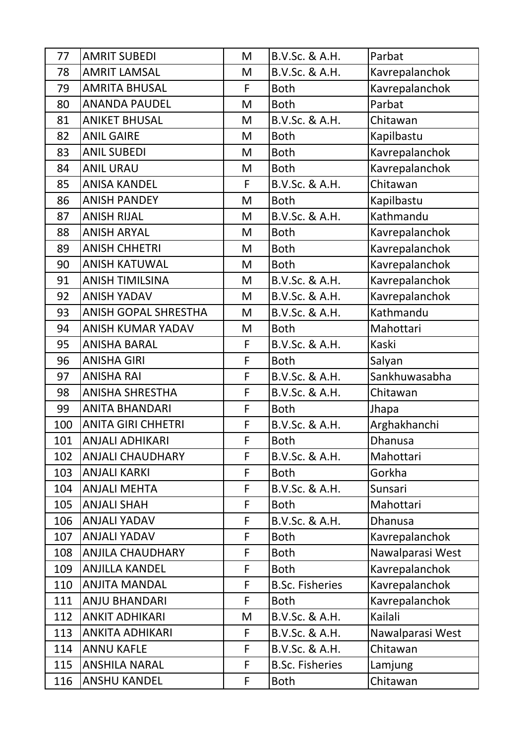| 77 | AMRIT SUBEDI | M | B.V.Sc. & A.H. | Parbat |
|---|---|---|---|---|
| 78 | AMRIT LAMSAL | M | B.V.Sc. & A.H. | Kavrepalanchok |
| 79 | AMRITA BHUSAL | F | Both | Kavrepalanchok |
| 80 | ANANDA PAUDEL | M | Both | Parbat |
| 81 | ANIKET BHUSAL | M | B.V.Sc. & A.H. | Chitawan |
| 82 | ANIL GAIRE | M | Both | Kapilbastu |
| 83 | ANIL SUBEDI | M | Both | Kavrepalanchok |
| 84 | ANIL URAU | M | Both | Kavrepalanchok |
| 85 | ANISA KANDEL | F | B.V.Sc. & A.H. | Chitawan |
| 86 | ANISH PANDEY | M | Both | Kapilbastu |
| 87 | ANISH RIJAL | M | B.V.Sc. & A.H. | Kathmandu |
| 88 | ANISH ARYAL | M | Both | Kavrepalanchok |
| 89 | ANISH CHHETRI | M | Both | Kavrepalanchok |
| 90 | ANISH KATUWAL | M | Both | Kavrepalanchok |
| 91 | ANISH TIMILSINA | M | B.V.Sc. & A.H. | Kavrepalanchok |
| 92 | ANISH YADAV | M | B.V.Sc. & A.H. | Kavrepalanchok |
| 93 | ANISH GOPAL SHRESTHA | M | B.V.Sc. & A.H. | Kathmandu |
| 94 | ANISH KUMAR YADAV | M | Both | Mahottari |
| 95 | ANISHA BARAL | F | B.V.Sc. & A.H. | Kaski |
| 96 | ANISHA GIRI | F | Both | Salyan |
| 97 | ANISHA RAI | F | B.V.Sc. & A.H. | Sankhuwasabha |
| 98 | ANISHA SHRESTHA | F | B.V.Sc. & A.H. | Chitawan |
| 99 | ANITA BHANDARI | F | Both | Jhapa |
| 100 | ANITA GIRI CHHETRI | F | B.V.Sc. & A.H. | Arghakhanchi |
| 101 | ANJALI ADHIKARI | F | Both | Dhanusa |
| 102 | ANJALI CHAUDHARY | F | B.V.Sc. & A.H. | Mahottari |
| 103 | ANJALI KARKI | F | Both | Gorkha |
| 104 | ANJALI MEHTA | F | B.V.Sc. & A.H. | Sunsari |
| 105 | ANJALI SHAH | F | Both | Mahottari |
| 106 | ANJALI YADAV | F | B.V.Sc. & A.H. | Dhanusa |
| 107 | ANJALI YADAV | F | Both | Kavrepalanchok |
| 108 | ANJILA CHAUDHARY | F | Both | Nawalparasi West |
| 109 | ANJILLA KANDEL | F | Both | Kavrepalanchok |
| 110 | ANJITA MANDAL | F | B.Sc. Fisheries | Kavrepalanchok |
| 111 | ANJU BHANDARI | F | Both | Kavrepalanchok |
| 112 | ANKIT ADHIKARI | M | B.V.Sc. & A.H. | Kailali |
| 113 | ANKITA ADHIKARI | F | B.V.Sc. & A.H. | Nawalparasi West |
| 114 | ANNU KAFLE | F | B.V.Sc. & A.H. | Chitawan |
| 115 | ANSHILA NARAL | F | B.Sc. Fisheries | Lamjung |
| 116 | ANSHU KANDEL | F | Both | Chitawan |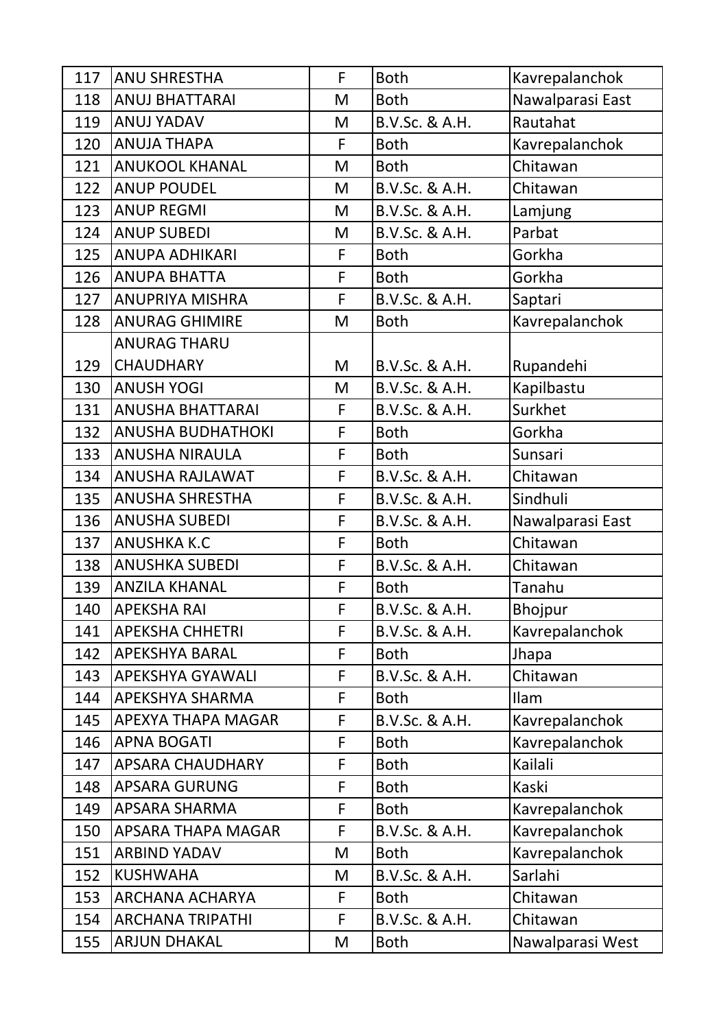| 117 | ANU SHRESTHA | F | Both | Kavrepalanchok |
|---|---|---|---|---|
| 118 | ANUJ BHATTARAI | M | Both | Nawalparasi East |
| 119 | ANUJ YADAV | M | B.V.Sc. & A.H. | Rautahat |
| 120 | ANUJA THAPA | F | Both | Kavrepalanchok |
| 121 | ANUKOOL KHANAL | M | Both | Chitawan |
| 122 | ANUP POUDEL | M | B.V.Sc. & A.H. | Chitawan |
| 123 | ANUP REGMI | M | B.V.Sc. & A.H. | Lamjung |
| 124 | ANUP SUBEDI | M | B.V.Sc. & A.H. | Parbat |
| 125 | ANUPA ADHIKARI | F | Both | Gorkha |
| 126 | ANUPA BHATTA | F | Both | Gorkha |
| 127 | ANUPRIYA MISHRA | F | B.V.Sc. & A.H. | Saptari |
| 128 | ANURAG GHIMIRE | M | Both | Kavrepalanchok |
| 129 | ANURAG THARU CHAUDHARY | M | B.V.Sc. & A.H. | Rupandehi |
| 130 | ANUSH YOGI | M | B.V.Sc. & A.H. | Kapilbastu |
| 131 | ANUSHA BHATTARAI | F | B.V.Sc. & A.H. | Surkhet |
| 132 | ANUSHA BUDHATHOKI | F | Both | Gorkha |
| 133 | ANUSHA NIRAULA | F | Both | Sunsari |
| 134 | ANUSHA RAJLAWAT | F | B.V.Sc. & A.H. | Chitawan |
| 135 | ANUSHA SHRESTHA | F | B.V.Sc. & A.H. | Sindhuli |
| 136 | ANUSHA SUBEDI | F | B.V.Sc. & A.H. | Nawalparasi East |
| 137 | ANUSHKA K.C | F | Both | Chitawan |
| 138 | ANUSHKA SUBEDI | F | B.V.Sc. & A.H. | Chitawan |
| 139 | ANZILA KHANAL | F | Both | Tanahu |
| 140 | APEKSHA RAI | F | B.V.Sc. & A.H. | Bhojpur |
| 141 | APEKSHA CHHETRI | F | B.V.Sc. & A.H. | Kavrepalanchok |
| 142 | APEKSHYA BARAL | F | Both | Jhapa |
| 143 | APEKSHYA GYAWALI | F | B.V.Sc. & A.H. | Chitawan |
| 144 | APEKSHYA SHARMA | F | Both | Ilam |
| 145 | APEXYA THAPA MAGAR | F | B.V.Sc. & A.H. | Kavrepalanchok |
| 146 | APNA BOGATI | F | Both | Kavrepalanchok |
| 147 | APSARA CHAUDHARY | F | Both | Kailali |
| 148 | APSARA GURUNG | F | Both | Kaski |
| 149 | APSARA SHARMA | F | Both | Kavrepalanchok |
| 150 | APSARA THAPA MAGAR | F | B.V.Sc. & A.H. | Kavrepalanchok |
| 151 | ARBIND YADAV | M | Both | Kavrepalanchok |
| 152 | KUSHWAHA | M | B.V.Sc. & A.H. | Sarlahi |
| 153 | ARCHANA ACHARYA | F | Both | Chitawan |
| 154 | ARCHANA TRIPATHI | F | B.V.Sc. & A.H. | Chitawan |
| 155 | ARJUN DHAKAL | M | Both | Nawalparasi West |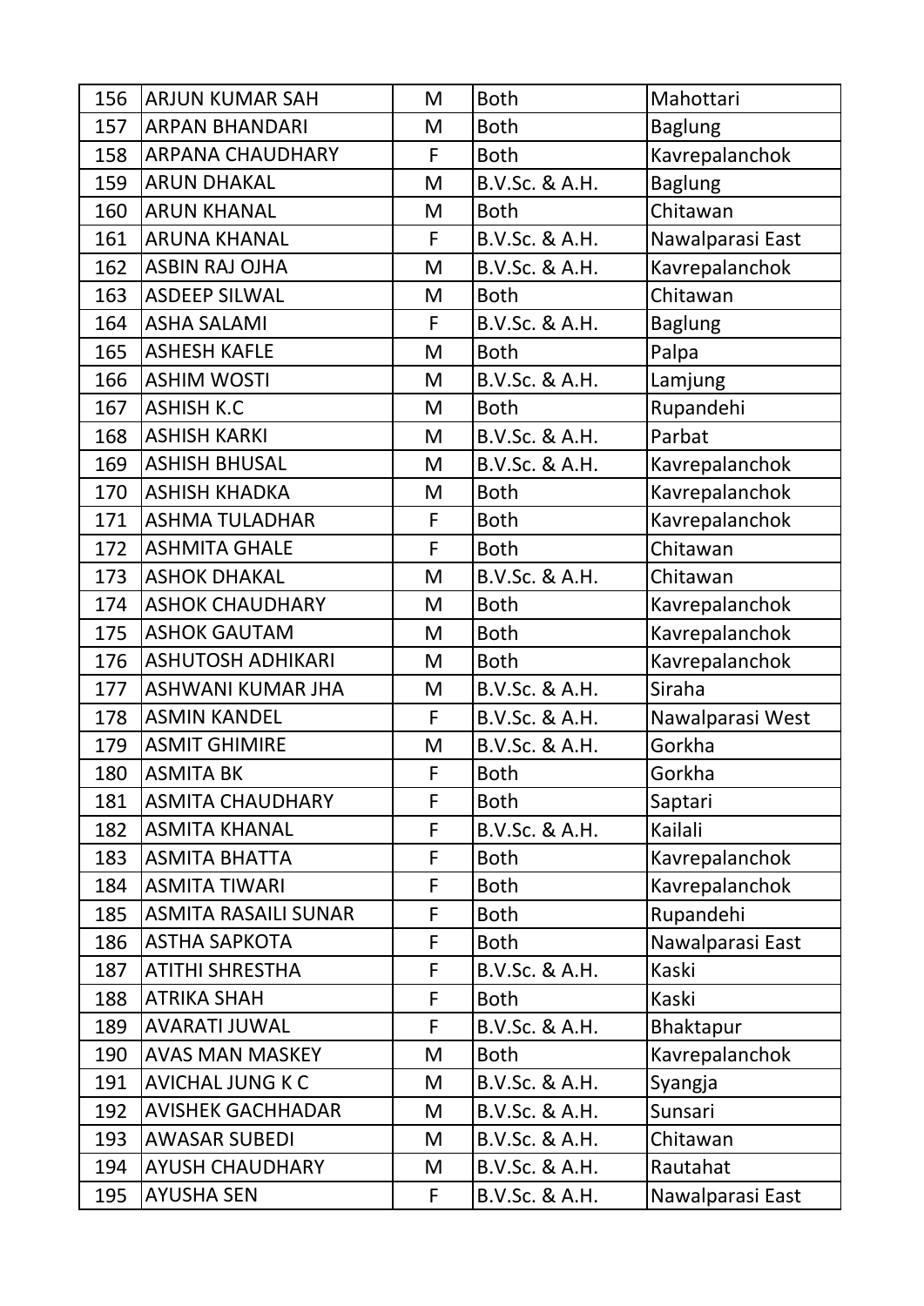| 156 | ARJUN KUMAR SAH | M | Both | Mahottari |
|---|---|---|---|---|
| 157 | ARPAN BHANDARI | M | Both | Baglung |
| 158 | ARPANA CHAUDHARY | F | Both | Kavrepalanchok |
| 159 | ARUN DHAKAL | M | B.V.Sc. & A.H. | Baglung |
| 160 | ARUN KHANAL | M | Both | Chitawan |
| 161 | ARUNA KHANAL | F | B.V.Sc. & A.H. | Nawalparasi East |
| 162 | ASBIN RAJ OJHA | M | B.V.Sc. & A.H. | Kavrepalanchok |
| 163 | ASDEEP SILWAL | M | Both | Chitawan |
| 164 | ASHA SALAMI | F | B.V.Sc. & A.H. | Baglung |
| 165 | ASHESH KAFLE | M | Both | Palpa |
| 166 | ASHIM WOSTI | M | B.V.Sc. & A.H. | Lamjung |
| 167 | ASHISH K.C | M | Both | Rupandehi |
| 168 | ASHISH KARKI | M | B.V.Sc. & A.H. | Parbat |
| 169 | ASHISH BHUSAL | M | B.V.Sc. & A.H. | Kavrepalanchok |
| 170 | ASHISH KHADKA | M | Both | Kavrepalanchok |
| 171 | ASHMA TULADHAR | F | Both | Kavrepalanchok |
| 172 | ASHMITA GHALE | F | Both | Chitawan |
| 173 | ASHOK DHAKAL | M | B.V.Sc. & A.H. | Chitawan |
| 174 | ASHOK CHAUDHARY | M | Both | Kavrepalanchok |
| 175 | ASHOK GAUTAM | M | Both | Kavrepalanchok |
| 176 | ASHUTOSH ADHIKARI | M | Both | Kavrepalanchok |
| 177 | ASHWANI KUMAR JHA | M | B.V.Sc. & A.H. | Siraha |
| 178 | ASMIN KANDEL | F | B.V.Sc. & A.H. | Nawalparasi West |
| 179 | ASMIT GHIMIRE | M | B.V.Sc. & A.H. | Gorkha |
| 180 | ASMITA BK | F | Both | Gorkha |
| 181 | ASMITA CHAUDHARY | F | Both | Saptari |
| 182 | ASMITA KHANAL | F | B.V.Sc. & A.H. | Kailali |
| 183 | ASMITA BHATTA | F | Both | Kavrepalanchok |
| 184 | ASMITA TIWARI | F | Both | Kavrepalanchok |
| 185 | ASMITA RASAILI SUNAR | F | Both | Rupandehi |
| 186 | ASTHA SAPKOTA | F | Both | Nawalparasi East |
| 187 | ATITHI SHRESTHA | F | B.V.Sc. & A.H. | Kaski |
| 188 | ATRIKA SHAH | F | Both | Kaski |
| 189 | AVARATI JUWAL | F | B.V.Sc. & A.H. | Bhaktapur |
| 190 | AVAS MAN MASKEY | M | Both | Kavrepalanchok |
| 191 | AVICHAL JUNG K C | M | B.V.Sc. & A.H. | Syangja |
| 192 | AVISHEK GACHHADAR | M | B.V.Sc. & A.H. | Sunsari |
| 193 | AWASAR SUBEDI | M | B.V.Sc. & A.H. | Chitawan |
| 194 | AYUSH CHAUDHARY | M | B.V.Sc. & A.H. | Rautahat |
| 195 | AYUSHA SEN | F | B.V.Sc. & A.H. | Nawalparasi East |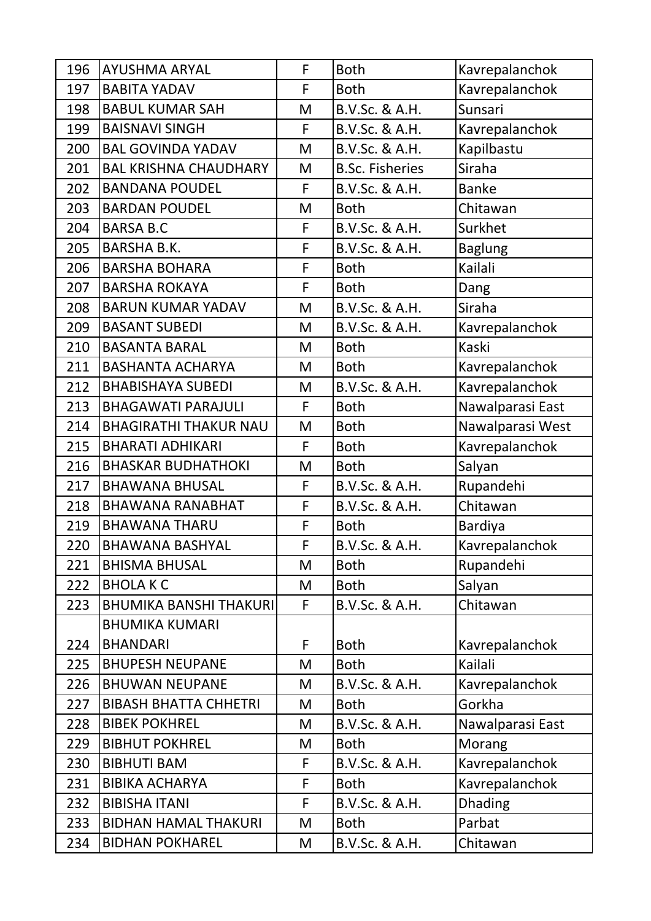| 196 | AYUSHMA ARYAL | F | Both | Kavrepalanchok |
|---|---|---|---|---|
| 197 | BABITA YADAV | F | Both | Kavrepalanchok |
| 198 | BABUL KUMAR SAH | M | B.V.Sc. & A.H. | Sunsari |
| 199 | BAISNAVI SINGH | F | B.V.Sc. & A.H. | Kavrepalanchok |
| 200 | BAL GOVINDA YADAV | M | B.V.Sc. & A.H. | Kapilbastu |
| 201 | BAL KRISHNA CHAUDHARY | M | B.Sc. Fisheries | Siraha |
| 202 | BANDANA POUDEL | F | B.V.Sc. & A.H. | Banke |
| 203 | BARDAN POUDEL | M | Both | Chitawan |
| 204 | BARSA B.C | F | B.V.Sc. & A.H. | Surkhet |
| 205 | BARSHA B.K. | F | B.V.Sc. & A.H. | Baglung |
| 206 | BARSHA BOHARA | F | Both | Kailali |
| 207 | BARSHA ROKAYA | F | Both | Dang |
| 208 | BARUN KUMAR YADAV | M | B.V.Sc. & A.H. | Siraha |
| 209 | BASANT SUBEDI | M | B.V.Sc. & A.H. | Kavrepalanchok |
| 210 | BASANTA BARAL | M | Both | Kaski |
| 211 | BASHANTA ACHARYA | M | Both | Kavrepalanchok |
| 212 | BHABISHAYA SUBEDI | M | B.V.Sc. & A.H. | Kavrepalanchok |
| 213 | BHAGAWATI PARAJULI | F | Both | Nawalparasi East |
| 214 | BHAGIRATHI THAKUR NAU | M | Both | Nawalparasi West |
| 215 | BHARATI ADHIKARI | F | Both | Kavrepalanchok |
| 216 | BHASKAR BUDHATHOKI | M | Both | Salyan |
| 217 | BHAWANA BHUSAL | F | B.V.Sc. & A.H. | Rupandehi |
| 218 | BHAWANA RANABHAT | F | B.V.Sc. & A.H. | Chitawan |
| 219 | BHAWANA THARU | F | Both | Bardiya |
| 220 | BHAWANA BASHYAL | F | B.V.Sc. & A.H. | Kavrepalanchok |
| 221 | BHISMA BHUSAL | M | Both | Rupandehi |
| 222 | BHOLA K C | M | Both | Salyan |
| 223 | BHUMIKA BANSHI THAKURI | F | B.V.Sc. & A.H. | Chitawan |
| 224 | BHUMIKA KUMARI BHANDARI | F | Both | Kavrepalanchok |
| 225 | BHUPESH NEUPANE | M | Both | Kailali |
| 226 | BHUWAN NEUPANE | M | B.V.Sc. & A.H. | Kavrepalanchok |
| 227 | BIBASH BHATTA CHHETRI | M | Both | Gorkha |
| 228 | BIBEK POKHREL | M | B.V.Sc. & A.H. | Nawalparasi East |
| 229 | BIBHUT POKHREL | M | Both | Morang |
| 230 | BIBHUTI BAM | F | B.V.Sc. & A.H. | Kavrepalanchok |
| 231 | BIBIKA ACHARYA | F | Both | Kavrepalanchok |
| 232 | BIBISHA ITANI | F | B.V.Sc. & A.H. | Dhading |
| 233 | BIDHAN HAMAL THAKURI | M | Both | Parbat |
| 234 | BIDHAN POKHAREL | M | B.V.Sc. & A.H. | Chitawan |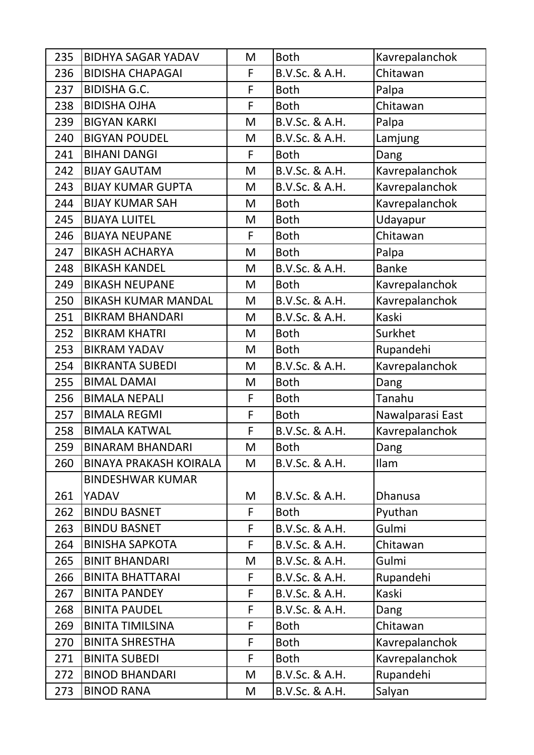| 235 | BIDHYA SAGAR YADAV | M | Both | Kavrepalanchok |
|---|---|---|---|---|
| 236 | BIDISHA CHAPAGAI | F | B.V.Sc. & A.H. | Chitawan |
| 237 | BIDISHA G.C. | F | Both | Palpa |
| 238 | BIDISHA OJHA | F | Both | Chitawan |
| 239 | BIGYAN KARKI | M | B.V.Sc. & A.H. | Palpa |
| 240 | BIGYAN POUDEL | M | B.V.Sc. & A.H. | Lamjung |
| 241 | BIHANI DANGI | F | Both | Dang |
| 242 | BIJAY GAUTAM | M | B.V.Sc. & A.H. | Kavrepalanchok |
| 243 | BIJAY KUMAR GUPTA | M | B.V.Sc. & A.H. | Kavrepalanchok |
| 244 | BIJAY KUMAR SAH | M | Both | Kavrepalanchok |
| 245 | BIJAYA LUITEL | M | Both | Udayapur |
| 246 | BIJAYA NEUPANE | F | Both | Chitawan |
| 247 | BIKASH ACHARYA | M | Both | Palpa |
| 248 | BIKASH KANDEL | M | B.V.Sc. & A.H. | Banke |
| 249 | BIKASH NEUPANE | M | Both | Kavrepalanchok |
| 250 | BIKASH KUMAR MANDAL | M | B.V.Sc. & A.H. | Kavrepalanchok |
| 251 | BIKRAM BHANDARI | M | B.V.Sc. & A.H. | Kaski |
| 252 | BIKRAM KHATRI | M | Both | Surkhet |
| 253 | BIKRAM YADAV | M | Both | Rupandehi |
| 254 | BIKRANTA SUBEDI | M | B.V.Sc. & A.H. | Kavrepalanchok |
| 255 | BIMAL DAMAI | M | Both | Dang |
| 256 | BIMALA NEPALI | F | Both | Tanahu |
| 257 | BIMALA REGMI | F | Both | Nawalparasi East |
| 258 | BIMALA KATWAL | F | B.V.Sc. & A.H. | Kavrepalanchok |
| 259 | BINARAM BHANDARI | M | Both | Dang |
| 260 | BINAYA PRAKASH KOIRALA | M | B.V.Sc. & A.H. | Ilam |
| 261 | BINDESHWAR KUMAR YADAV | M | B.V.Sc. & A.H. | Dhanusa |
| 262 | BINDU BASNET | F | Both | Pyuthan |
| 263 | BINDU BASNET | F | B.V.Sc. & A.H. | Gulmi |
| 264 | BINISHA SAPKOTA | F | B.V.Sc. & A.H. | Chitawan |
| 265 | BINIT BHANDARI | M | B.V.Sc. & A.H. | Gulmi |
| 266 | BINITA BHATTARAI | F | B.V.Sc. & A.H. | Rupandehi |
| 267 | BINITA PANDEY | F | B.V.Sc. & A.H. | Kaski |
| 268 | BINITA PAUDEL | F | B.V.Sc. & A.H. | Dang |
| 269 | BINITA TIMILSINA | F | Both | Chitawan |
| 270 | BINITA SHRESTHA | F | Both | Kavrepalanchok |
| 271 | BINITA SUBEDI | F | Both | Kavrepalanchok |
| 272 | BINOD BHANDARI | M | B.V.Sc. & A.H. | Rupandehi |
| 273 | BINOD RANA | M | B.V.Sc. & A.H. | Salyan |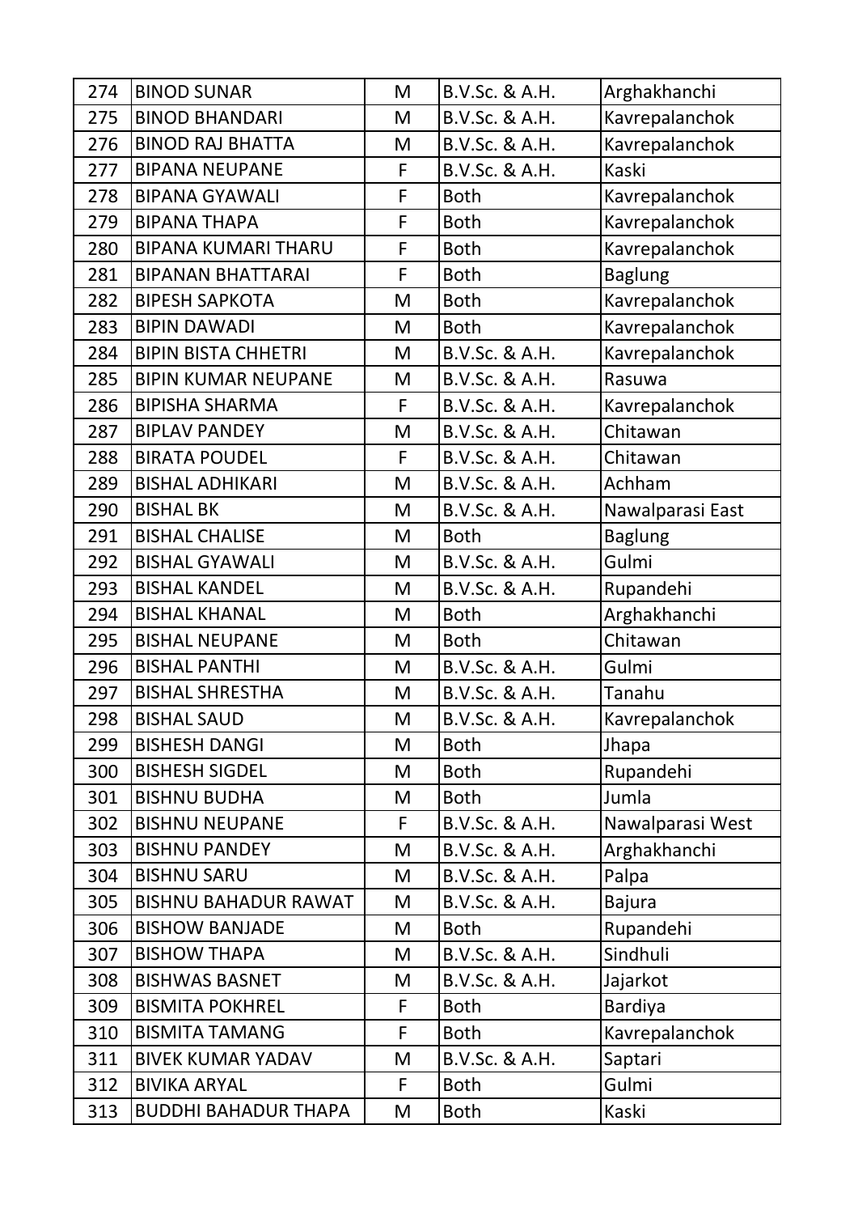| 274 | BINOD SUNAR | M | B.V.Sc. & A.H. | Arghakhanchi |
|---|---|---|---|---|
| 275 | BINOD BHANDARI | M | B.V.Sc. & A.H. | Kavrepalanchok |
| 276 | BINOD RAJ BHATTA | M | B.V.Sc. & A.H. | Kavrepalanchok |
| 277 | BIPANA NEUPANE | F | B.V.Sc. & A.H. | Kaski |
| 278 | BIPANA GYAWALI | F | Both | Kavrepalanchok |
| 279 | BIPANA THAPA | F | Both | Kavrepalanchok |
| 280 | BIPANA KUMARI THARU | F | Both | Kavrepalanchok |
| 281 | BIPANAN BHATTARAI | F | Both | Baglung |
| 282 | BIPESH SAPKOTA | M | Both | Kavrepalanchok |
| 283 | BIPIN DAWADI | M | Both | Kavrepalanchok |
| 284 | BIPIN BISTA CHHETRI | M | B.V.Sc. & A.H. | Kavrepalanchok |
| 285 | BIPIN KUMAR NEUPANE | M | B.V.Sc. & A.H. | Rasuwa |
| 286 | BIPISHA SHARMA | F | B.V.Sc. & A.H. | Kavrepalanchok |
| 287 | BIPLAV PANDEY | M | B.V.Sc. & A.H. | Chitawan |
| 288 | BIRATA POUDEL | F | B.V.Sc. & A.H. | Chitawan |
| 289 | BISHAL ADHIKARI | M | B.V.Sc. & A.H. | Achham |
| 290 | BISHAL BK | M | B.V.Sc. & A.H. | Nawalparasi East |
| 291 | BISHAL CHALISE | M | Both | Baglung |
| 292 | BISHAL GYAWALI | M | B.V.Sc. & A.H. | Gulmi |
| 293 | BISHAL KANDEL | M | B.V.Sc. & A.H. | Rupandehi |
| 294 | BISHAL KHANAL | M | Both | Arghakhanchi |
| 295 | BISHAL NEUPANE | M | Both | Chitawan |
| 296 | BISHAL PANTHI | M | B.V.Sc. & A.H. | Gulmi |
| 297 | BISHAL SHRESTHA | M | B.V.Sc. & A.H. | Tanahu |
| 298 | BISHAL SAUD | M | B.V.Sc. & A.H. | Kavrepalanchok |
| 299 | BISHESH DANGI | M | Both | Jhapa |
| 300 | BISHESH SIGDEL | M | Both | Rupandehi |
| 301 | BISHNU BUDHA | M | Both | Jumla |
| 302 | BISHNU NEUPANE | F | B.V.Sc. & A.H. | Nawalparasi West |
| 303 | BISHNU PANDEY | M | B.V.Sc. & A.H. | Arghakhanchi |
| 304 | BISHNU SARU | M | B.V.Sc. & A.H. | Palpa |
| 305 | BISHNU BAHADUR RAWAT | M | B.V.Sc. & A.H. | Bajura |
| 306 | BISHOW BANJADE | M | Both | Rupandehi |
| 307 | BISHOW THAPA | M | B.V.Sc. & A.H. | Sindhuli |
| 308 | BISHWAS BASNET | M | B.V.Sc. & A.H. | Jajarkot |
| 309 | BISMITA POKHREL | F | Both | Bardiya |
| 310 | BISMITA TAMANG | F | Both | Kavrepalanchok |
| 311 | BIVEK KUMAR YADAV | M | B.V.Sc. & A.H. | Saptari |
| 312 | BIVIKA ARYAL | F | Both | Gulmi |
| 313 | BUDDHI BAHADUR THAPA | M | Both | Kaski |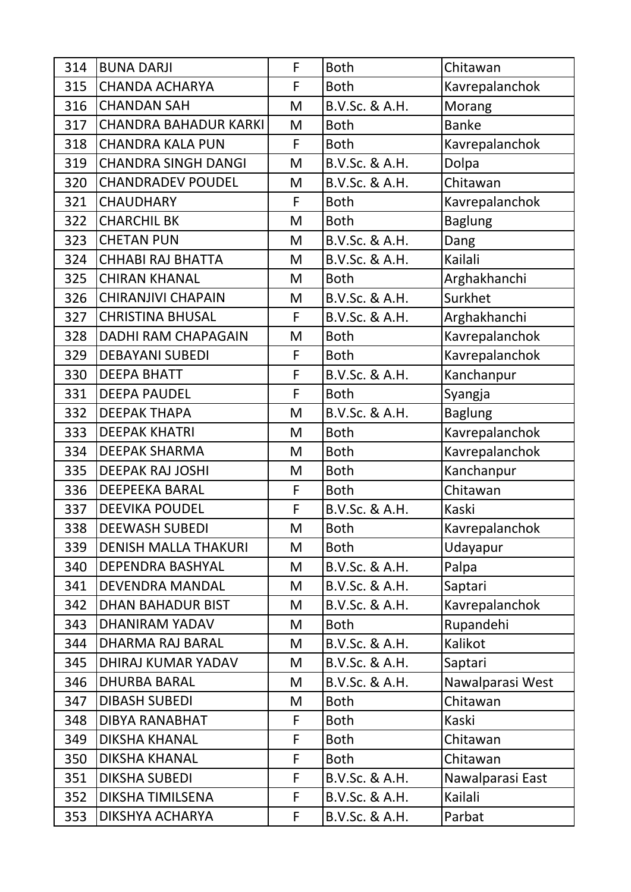| 314 | BUNA DARJI | F | Both | Chitawan |
|---|---|---|---|---|
| 315 | CHANDA ACHARYA | F | Both | Kavrepalanchok |
| 316 | CHANDAN SAH | M | B.V.Sc. & A.H. | Morang |
| 317 | CHANDRA BAHADUR KARKI | M | Both | Banke |
| 318 | CHANDRA KALA PUN | F | Both | Kavrepalanchok |
| 319 | CHANDRA SINGH DANGI | M | B.V.Sc. & A.H. | Dolpa |
| 320 | CHANDRADEV POUDEL | M | B.V.Sc. & A.H. | Chitawan |
| 321 | CHAUDHARY | F | Both | Kavrepalanchok |
| 322 | CHARCHIL BK | M | Both | Baglung |
| 323 | CHETAN PUN | M | B.V.Sc. & A.H. | Dang |
| 324 | CHHABI RAJ BHATTA | M | B.V.Sc. & A.H. | Kailali |
| 325 | CHIRAN KHANAL | M | Both | Arghakhanchi |
| 326 | CHIRANJIVI CHAPAIN | M | B.V.Sc. & A.H. | Surkhet |
| 327 | CHRISTINA BHUSAL | F | B.V.Sc. & A.H. | Arghakhanchi |
| 328 | DADHI RAM CHAPAGAIN | M | Both | Kavrepalanchok |
| 329 | DEBAYANI SUBEDI | F | Both | Kavrepalanchok |
| 330 | DEEPA BHATT | F | B.V.Sc. & A.H. | Kanchanpur |
| 331 | DEEPA PAUDEL | F | Both | Syangja |
| 332 | DEEPAK THAPA | M | B.V.Sc. & A.H. | Baglung |
| 333 | DEEPAK KHATRI | M | Both | Kavrepalanchok |
| 334 | DEEPAK SHARMA | M | Both | Kavrepalanchok |
| 335 | DEEPAK RAJ JOSHI | M | Both | Kanchanpur |
| 336 | DEEPEEKA BARAL | F | Both | Chitawan |
| 337 | DEEVIKA POUDEL | F | B.V.Sc. & A.H. | Kaski |
| 338 | DEEWASH SUBEDI | M | Both | Kavrepalanchok |
| 339 | DENISH MALLA THAKURI | M | Both | Udayapur |
| 340 | DEPENDRA BASHYAL | M | B.V.Sc. & A.H. | Palpa |
| 341 | DEVENDRA MANDAL | M | B.V.Sc. & A.H. | Saptari |
| 342 | DHAN BAHADUR BIST | M | B.V.Sc. & A.H. | Kavrepalanchok |
| 343 | DHANIRAM YADAV | M | Both | Rupandehi |
| 344 | DHARMA RAJ BARAL | M | B.V.Sc. & A.H. | Kalikot |
| 345 | DHIRAJ KUMAR YADAV | M | B.V.Sc. & A.H. | Saptari |
| 346 | DHURBA BARAL | M | B.V.Sc. & A.H. | Nawalparasi West |
| 347 | DIBASH SUBEDI | M | Both | Chitawan |
| 348 | DIBYA RANABHAT | F | Both | Kaski |
| 349 | DIKSHA KHANAL | F | Both | Chitawan |
| 350 | DIKSHA KHANAL | F | Both | Chitawan |
| 351 | DIKSHA SUBEDI | F | B.V.Sc. & A.H. | Nawalparasi East |
| 352 | DIKSHA TIMILSENA | F | B.V.Sc. & A.H. | Kailali |
| 353 | DIKSHYA ACHARYA | F | B.V.Sc. & A.H. | Parbat |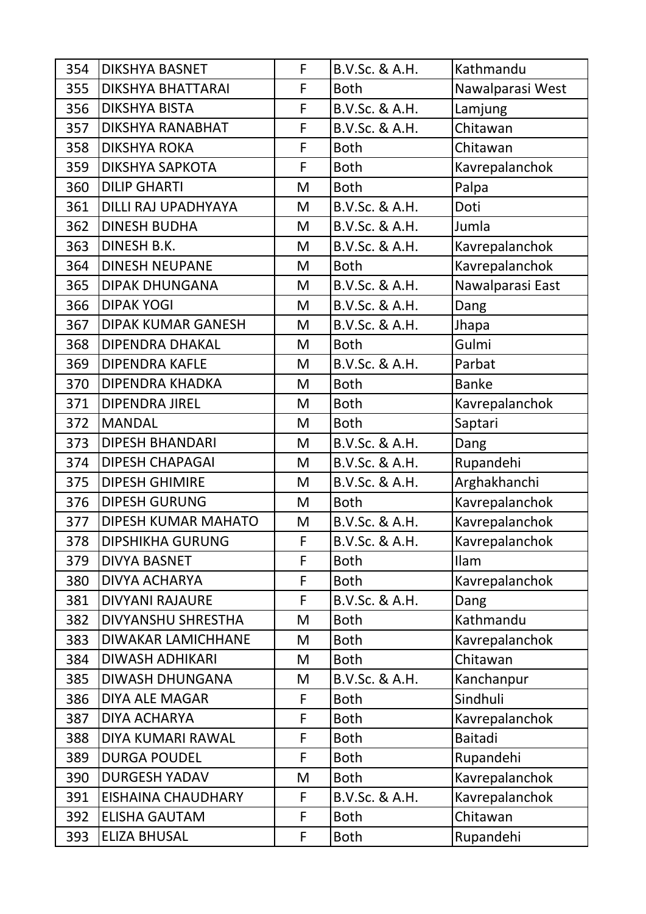| 354 | DIKSHYA BASNET | F | B.V.Sc. & A.H. | Kathmandu |
|---|---|---|---|---|
| 355 | DIKSHYA BHATTARAI | F | Both | Nawalparasi West |
| 356 | DIKSHYA BISTA | F | B.V.Sc. & A.H. | Lamjung |
| 357 | DIKSHYA RANABHAT | F | B.V.Sc. & A.H. | Chitawan |
| 358 | DIKSHYA ROKA | F | Both | Chitawan |
| 359 | DIKSHYA SAPKOTA | F | Both | Kavrepalanchok |
| 360 | DILIP GHARTI | M | Both | Palpa |
| 361 | DILLI RAJ UPADHYAYA | M | B.V.Sc. & A.H. | Doti |
| 362 | DINESH BUDHA | M | B.V.Sc. & A.H. | Jumla |
| 363 | DINESH B.K. | M | B.V.Sc. & A.H. | Kavrepalanchok |
| 364 | DINESH NEUPANE | M | Both | Kavrepalanchok |
| 365 | DIPAK DHUNGANA | M | B.V.Sc. & A.H. | Nawalparasi East |
| 366 | DIPAK YOGI | M | B.V.Sc. & A.H. | Dang |
| 367 | DIPAK KUMAR GANESH | M | B.V.Sc. & A.H. | Jhapa |
| 368 | DIPENDRA DHAKAL | M | Both | Gulmi |
| 369 | DIPENDRA KAFLE | M | B.V.Sc. & A.H. | Parbat |
| 370 | DIPENDRA KHADKA | M | Both | Banke |
| 371 | DIPENDRA JIREL | M | Both | Kavrepalanchok |
| 372 | MANDAL | M | Both | Saptari |
| 373 | DIPESH BHANDARI | M | B.V.Sc. & A.H. | Dang |
| 374 | DIPESH CHAPAGAI | M | B.V.Sc. & A.H. | Rupandehi |
| 375 | DIPESH GHIMIRE | M | B.V.Sc. & A.H. | Arghakhanchi |
| 376 | DIPESH GURUNG | M | Both | Kavrepalanchok |
| 377 | DIPESH KUMAR MAHATO | M | B.V.Sc. & A.H. | Kavrepalanchok |
| 378 | DIPSHIKHA GURUNG | F | B.V.Sc. & A.H. | Kavrepalanchok |
| 379 | DIVYA BASNET | F | Both | Ilam |
| 380 | DIVYA ACHARYA | F | Both | Kavrepalanchok |
| 381 | DIVYANI RAJAURE | F | B.V.Sc. & A.H. | Dang |
| 382 | DIVYANSHU SHRESTHA | M | Both | Kathmandu |
| 383 | DIWAKAR LAMICHHANE | M | Both | Kavrepalanchok |
| 384 | DIWASH ADHIKARI | M | Both | Chitawan |
| 385 | DIWASH DHUNGANA | M | B.V.Sc. & A.H. | Kanchanpur |
| 386 | DIYA ALE MAGAR | F | Both | Sindhuli |
| 387 | DIYA ACHARYA | F | Both | Kavrepalanchok |
| 388 | DIYA KUMARI RAWAL | F | Both | Baitadi |
| 389 | DURGA POUDEL | F | Both | Rupandehi |
| 390 | DURGESH YADAV | M | Both | Kavrepalanchok |
| 391 | EISHAINA CHAUDHARY | F | B.V.Sc. & A.H. | Kavrepalanchok |
| 392 | ELISHA GAUTAM | F | Both | Chitawan |
| 393 | ELIZA BHUSAL | F | Both | Rupandehi |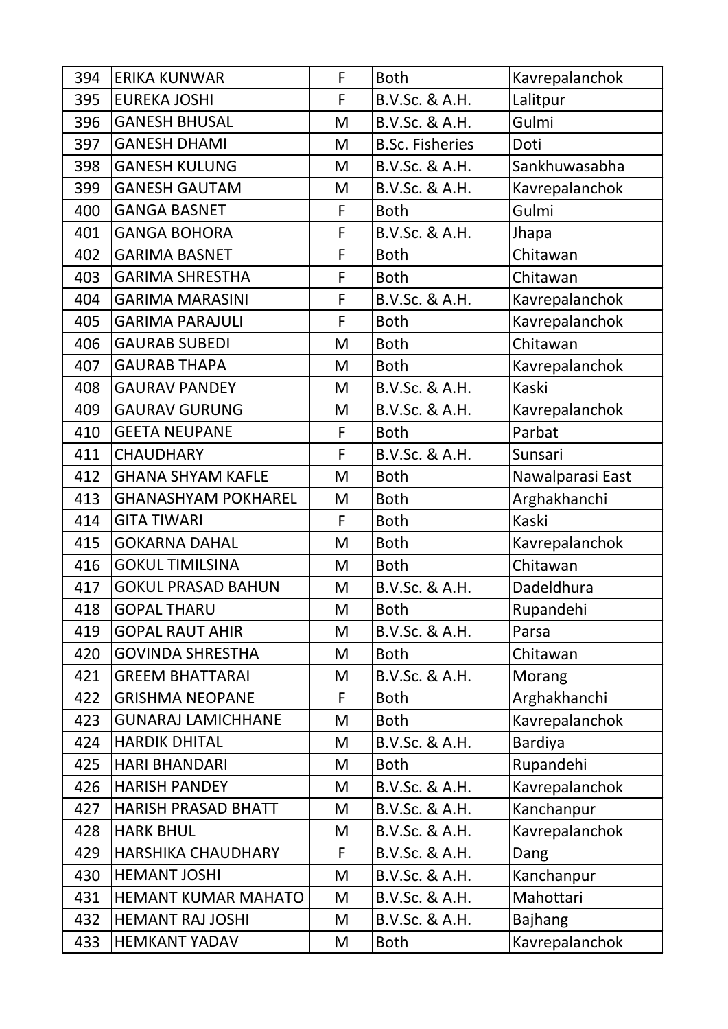| 394 | ERIKA KUNWAR | F | Both | Kavrepalanchok |
|---|---|---|---|---|
| 395 | EUREKA JOSHI | F | B.V.Sc. & A.H. | Lalitpur |
| 396 | GANESH BHUSAL | M | B.V.Sc. & A.H. | Gulmi |
| 397 | GANESH DHAMI | M | B.Sc. Fisheries | Doti |
| 398 | GANESH KULUNG | M | B.V.Sc. & A.H. | Sankhuwasabha |
| 399 | GANESH GAUTAM | M | B.V.Sc. & A.H. | Kavrepalanchok |
| 400 | GANGA BASNET | F | Both | Gulmi |
| 401 | GANGA BOHORA | F | B.V.Sc. & A.H. | Jhapa |
| 402 | GARIMA BASNET | F | Both | Chitawan |
| 403 | GARIMA SHRESTHA | F | Both | Chitawan |
| 404 | GARIMA MARASINI | F | B.V.Sc. & A.H. | Kavrepalanchok |
| 405 | GARIMA PARAJULI | F | Both | Kavrepalanchok |
| 406 | GAURAB SUBEDI | M | Both | Chitawan |
| 407 | GAURAB THAPA | M | Both | Kavrepalanchok |
| 408 | GAURAV PANDEY | M | B.V.Sc. & A.H. | Kaski |
| 409 | GAURAV GURUNG | M | B.V.Sc. & A.H. | Kavrepalanchok |
| 410 | GEETA NEUPANE | F | Both | Parbat |
| 411 | CHAUDHARY | F | B.V.Sc. & A.H. | Sunsari |
| 412 | GHANA SHYAM KAFLE | M | Both | Nawalparasi East |
| 413 | GHANASHYAM POKHAREL | M | Both | Arghakhanchi |
| 414 | GITA TIWARI | F | Both | Kaski |
| 415 | GOKARNA DAHAL | M | Both | Kavrepalanchok |
| 416 | GOKUL TIMILSINA | M | Both | Chitawan |
| 417 | GOKUL PRASAD BAHUN | M | B.V.Sc. & A.H. | Dadeldhura |
| 418 | GOPAL THARU | M | Both | Rupandehi |
| 419 | GOPAL RAUT AHIR | M | B.V.Sc. & A.H. | Parsa |
| 420 | GOVINDA SHRESTHA | M | Both | Chitawan |
| 421 | GREEM BHATTARAI | M | B.V.Sc. & A.H. | Morang |
| 422 | GRISHMA NEOPANE | F | Both | Arghakhanchi |
| 423 | GUNARAJ LAMICHHANE | M | Both | Kavrepalanchok |
| 424 | HARDIK DHITAL | M | B.V.Sc. & A.H. | Bardiya |
| 425 | HARI BHANDARI | M | Both | Rupandehi |
| 426 | HARISH PANDEY | M | B.V.Sc. & A.H. | Kavrepalanchok |
| 427 | HARISH PRASAD BHATT | M | B.V.Sc. & A.H. | Kanchanpur |
| 428 | HARK BHUL | M | B.V.Sc. & A.H. | Kavrepalanchok |
| 429 | HARSHIKA CHAUDHARY | F | B.V.Sc. & A.H. | Dang |
| 430 | HEMANT JOSHI | M | B.V.Sc. & A.H. | Kanchanpur |
| 431 | HEMANT KUMAR MAHATO | M | B.V.Sc. & A.H. | Mahottari |
| 432 | HEMANT RAJ JOSHI | M | B.V.Sc. & A.H. | Bajhang |
| 433 | HEMKANT YADAV | M | Both | Kavrepalanchok |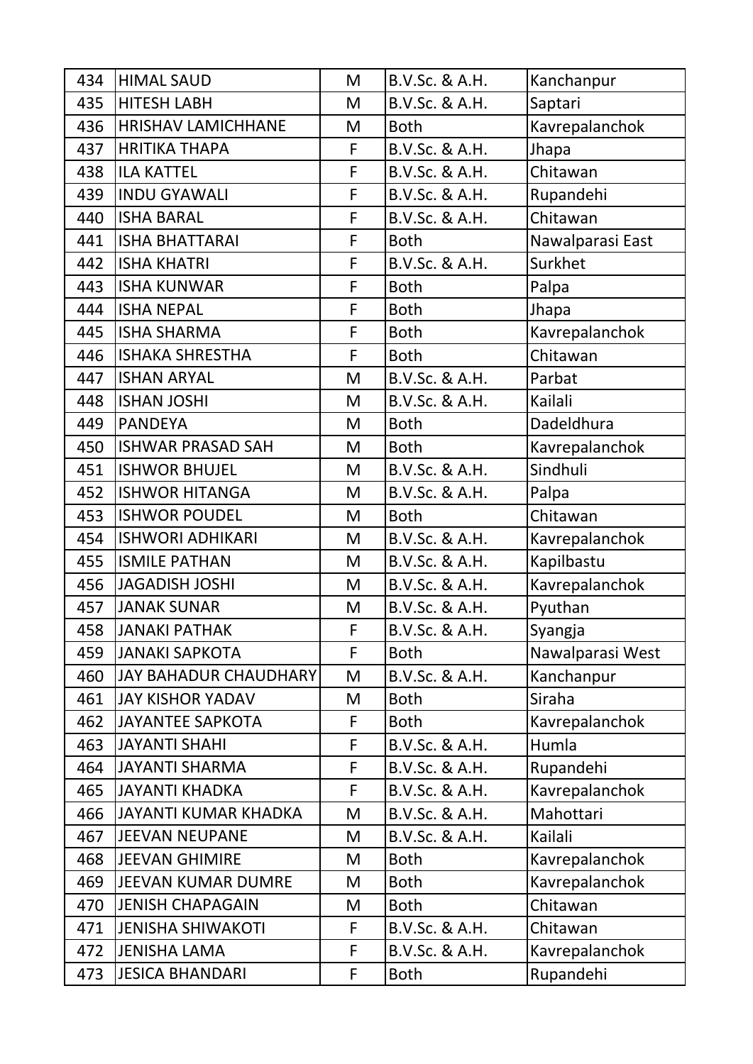| 434 | HIMAL SAUD | M | B.V.Sc. & A.H. | Kanchanpur |
|---|---|---|---|---|
| 435 | HITESH LABH | M | B.V.Sc. & A.H. | Saptari |
| 436 | HRISHAV LAMICHHANE | M | Both | Kavrepalanchok |
| 437 | HRITIKA THAPA | F | B.V.Sc. & A.H. | Jhapa |
| 438 | ILA KATTEL | F | B.V.Sc. & A.H. | Chitawan |
| 439 | INDU GYAWALI | F | B.V.Sc. & A.H. | Rupandehi |
| 440 | ISHA BARAL | F | B.V.Sc. & A.H. | Chitawan |
| 441 | ISHA BHATTARAI | F | Both | Nawalparasi East |
| 442 | ISHA KHATRI | F | B.V.Sc. & A.H. | Surkhet |
| 443 | ISHA KUNWAR | F | Both | Palpa |
| 444 | ISHA NEPAL | F | Both | Jhapa |
| 445 | ISHA SHARMA | F | Both | Kavrepalanchok |
| 446 | ISHAKA SHRESTHA | F | Both | Chitawan |
| 447 | ISHAN ARYAL | M | B.V.Sc. & A.H. | Parbat |
| 448 | ISHAN JOSHI | M | B.V.Sc. & A.H. | Kailali |
| 449 | PANDEYA | M | Both | Dadeldhura |
| 450 | ISHWAR PRASAD SAH | M | Both | Kavrepalanchok |
| 451 | ISHWOR BHUJEL | M | B.V.Sc. & A.H. | Sindhuli |
| 452 | ISHWOR HITANGA | M | B.V.Sc. & A.H. | Palpa |
| 453 | ISHWOR POUDEL | M | Both | Chitawan |
| 454 | ISHWORI ADHIKARI | M | B.V.Sc. & A.H. | Kavrepalanchok |
| 455 | ISMILE PATHAN | M | B.V.Sc. & A.H. | Kapilbastu |
| 456 | JAGADISH JOSHI | M | B.V.Sc. & A.H. | Kavrepalanchok |
| 457 | JANAK SUNAR | M | B.V.Sc. & A.H. | Pyuthan |
| 458 | JANAKI PATHAK | F | B.V.Sc. & A.H. | Syangja |
| 459 | JANAKI SAPKOTA | F | Both | Nawalparasi West |
| 460 | JAY BAHADUR CHAUDHARY | M | B.V.Sc. & A.H. | Kanchanpur |
| 461 | JAY KISHOR YADAV | M | Both | Siraha |
| 462 | JAYANTEE SAPKOTA | F | Both | Kavrepalanchok |
| 463 | JAYANTI SHAHI | F | B.V.Sc. & A.H. | Humla |
| 464 | JAYANTI SHARMA | F | B.V.Sc. & A.H. | Rupandehi |
| 465 | JAYANTI KHADKA | F | B.V.Sc. & A.H. | Kavrepalanchok |
| 466 | JAYANTI KUMAR KHADKA | M | B.V.Sc. & A.H. | Mahottari |
| 467 | JEEVAN NEUPANE | M | B.V.Sc. & A.H. | Kailali |
| 468 | JEEVAN GHIMIRE | M | Both | Kavrepalanchok |
| 469 | JEEVAN KUMAR DUMRE | M | Both | Kavrepalanchok |
| 470 | JENISH CHAPAGAIN | M | Both | Chitawan |
| 471 | JENISHA SHIWAKOTI | F | B.V.Sc. & A.H. | Chitawan |
| 472 | JENISHA LAMA | F | B.V.Sc. & A.H. | Kavrepalanchok |
| 473 | JESICA BHANDARI | F | Both | Rupandehi |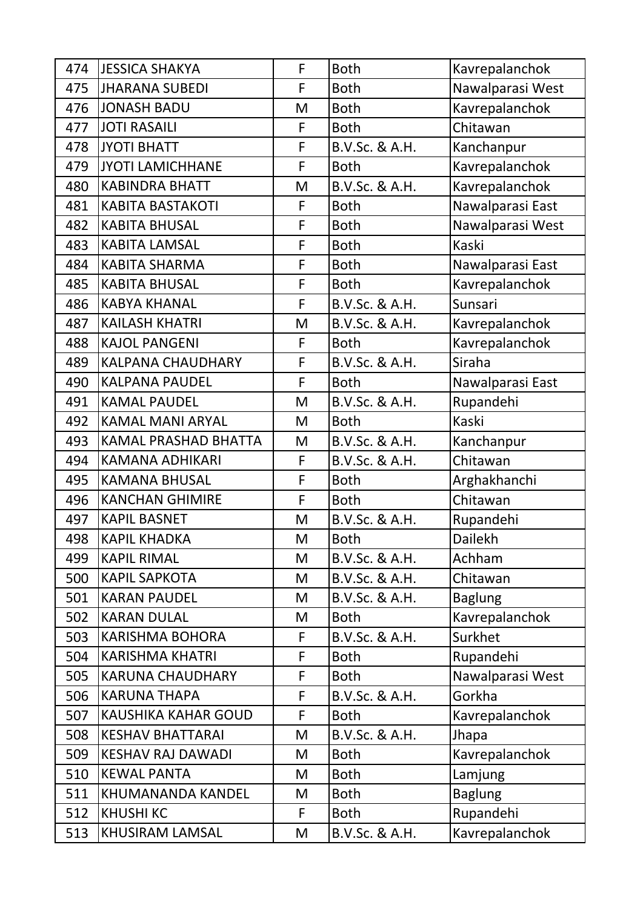| 474 | JESSICA SHAKYA | F | Both | Kavrepalanchok |
|---|---|---|---|---|
| 475 | JHARANA SUBEDI | F | Both | Nawalparasi West |
| 476 | JONASH BADU | M | Both | Kavrepalanchok |
| 477 | JOTI RASAILI | F | Both | Chitawan |
| 478 | JYOTI BHATT | F | B.V.Sc. & A.H. | Kanchanpur |
| 479 | JYOTI LAMICHHANE | F | Both | Kavrepalanchok |
| 480 | KABINDRA BHATT | M | B.V.Sc. & A.H. | Kavrepalanchok |
| 481 | KABITA BASTAKOTI | F | Both | Nawalparasi East |
| 482 | KABITA BHUSAL | F | Both | Nawalparasi West |
| 483 | KABITA LAMSAL | F | Both | Kaski |
| 484 | KABITA SHARMA | F | Both | Nawalparasi East |
| 485 | KABITA BHUSAL | F | Both | Kavrepalanchok |
| 486 | KABYA KHANAL | F | B.V.Sc. & A.H. | Sunsari |
| 487 | KAILASH KHATRI | M | B.V.Sc. & A.H. | Kavrepalanchok |
| 488 | KAJOL PANGENI | F | Both | Kavrepalanchok |
| 489 | KALPANA CHAUDHARY | F | B.V.Sc. & A.H. | Siraha |
| 490 | KALPANA PAUDEL | F | Both | Nawalparasi East |
| 491 | KAMAL PAUDEL | M | B.V.Sc. & A.H. | Rupandehi |
| 492 | KAMAL MANI ARYAL | M | Both | Kaski |
| 493 | KAMAL PRASHAD BHATTA | M | B.V.Sc. & A.H. | Kanchanpur |
| 494 | KAMANA ADHIKARI | F | B.V.Sc. & A.H. | Chitawan |
| 495 | KAMANA BHUSAL | F | Both | Arghakhanchi |
| 496 | KANCHAN GHIMIRE | F | Both | Chitawan |
| 497 | KAPIL BASNET | M | B.V.Sc. & A.H. | Rupandehi |
| 498 | KAPIL KHADKA | M | Both | Dailekh |
| 499 | KAPIL RIMAL | M | B.V.Sc. & A.H. | Achham |
| 500 | KAPIL SAPKOTA | M | B.V.Sc. & A.H. | Chitawan |
| 501 | KARAN PAUDEL | M | B.V.Sc. & A.H. | Baglung |
| 502 | KARAN DULAL | M | Both | Kavrepalanchok |
| 503 | KARISHMA BOHORA | F | B.V.Sc. & A.H. | Surkhet |
| 504 | KARISHMA KHATRI | F | Both | Rupandehi |
| 505 | KARUNA CHAUDHARY | F | Both | Nawalparasi West |
| 506 | KARUNA THAPA | F | B.V.Sc. & A.H. | Gorkha |
| 507 | KAUSHIKA KAHAR GOUD | F | Both | Kavrepalanchok |
| 508 | KESHAV BHATTARAI | M | B.V.Sc. & A.H. | Jhapa |
| 509 | KESHAV RAJ DAWADI | M | Both | Kavrepalanchok |
| 510 | KEWAL PANTA | M | Both | Lamjung |
| 511 | KHUMANANDA KANDEL | M | Both | Baglung |
| 512 | KHUSHI KC | F | Both | Rupandehi |
| 513 | KHUSIRAM LAMSAL | M | B.V.Sc. & A.H. | Kavrepalanchok |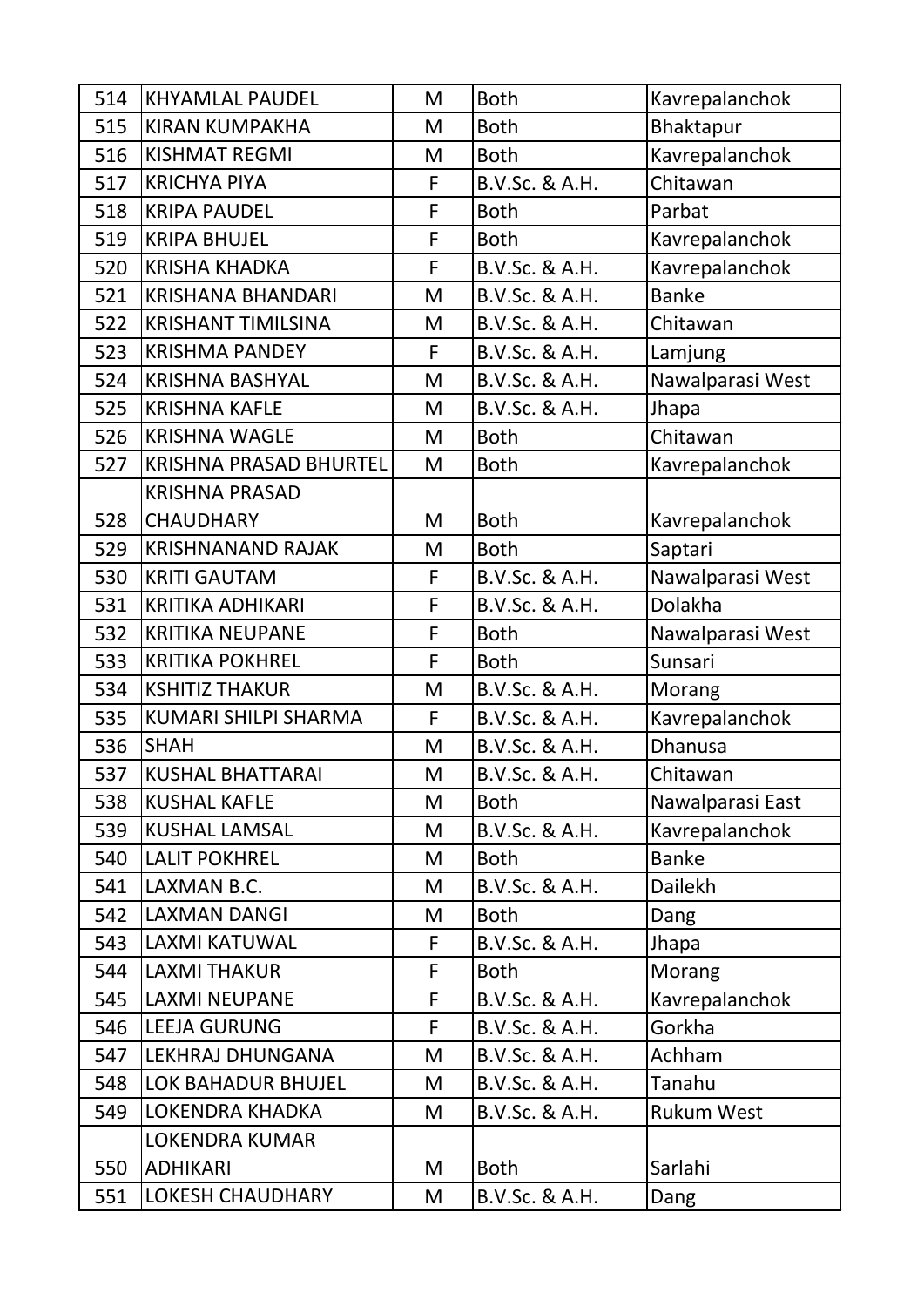| | | | | |
|---|---|---|---|---|
| 514 | KHYAMLAL PAUDEL | M | Both | Kavrepalanchok |
| 515 | KIRAN KUMPAKHA | M | Both | Bhaktapur |
| 516 | KISHMAT REGMI | M | Both | Kavrepalanchok |
| 517 | KRICHYA PIYA | F | B.V.Sc. & A.H. | Chitawan |
| 518 | KRIPA PAUDEL | F | Both | Parbat |
| 519 | KRIPA BHUJEL | F | Both | Kavrepalanchok |
| 520 | KRISHA KHADKA | F | B.V.Sc. & A.H. | Kavrepalanchok |
| 521 | KRISHANA BHANDARI | M | B.V.Sc. & A.H. | Banke |
| 522 | KRISHANT TIMILSINA | M | B.V.Sc. & A.H. | Chitawan |
| 523 | KRISHMA PANDEY | F | B.V.Sc. & A.H. | Lamjung |
| 524 | KRISHNA BASHYAL | M | B.V.Sc. & A.H. | Nawalparasi West |
| 525 | KRISHNA KAFLE | M | B.V.Sc. & A.H. | Jhapa |
| 526 | KRISHNA WAGLE | M | Both | Chitawan |
| 527 | KRISHNA PRASAD BHURTEL | M | Both | Kavrepalanchok |
| 528 | KRISHNA PRASAD CHAUDHARY | M | Both | Kavrepalanchok |
| 529 | KRISHNANAND RAJAK | M | Both | Saptari |
| 530 | KRITI GAUTAM | F | B.V.Sc. & A.H. | Nawalparasi West |
| 531 | KRITIKA ADHIKARI | F | B.V.Sc. & A.H. | Dolakha |
| 532 | KRITIKA NEUPANE | F | Both | Nawalparasi West |
| 533 | KRITIKA POKHREL | F | Both | Sunsari |
| 534 | KSHITIZ THAKUR | M | B.V.Sc. & A.H. | Morang |
| 535 | KUMARI SHILPI SHARMA | F | B.V.Sc. & A.H. | Kavrepalanchok |
| 536 | SHAH | M | B.V.Sc. & A.H. | Dhanusa |
| 537 | KUSHAL BHATTARAI | M | B.V.Sc. & A.H. | Chitawan |
| 538 | KUSHAL KAFLE | M | Both | Nawalparasi East |
| 539 | KUSHAL LAMSAL | M | B.V.Sc. & A.H. | Kavrepalanchok |
| 540 | LALIT POKHREL | M | Both | Banke |
| 541 | LAXMAN B.C. | M | B.V.Sc. & A.H. | Dailekh |
| 542 | LAXMAN DANGI | M | Both | Dang |
| 543 | LAXMI KATUWAL | F | B.V.Sc. & A.H. | Jhapa |
| 544 | LAXMI THAKUR | F | Both | Morang |
| 545 | LAXMI NEUPANE | F | B.V.Sc. & A.H. | Kavrepalanchok |
| 546 | LEEJA GURUNG | F | B.V.Sc. & A.H. | Gorkha |
| 547 | LEKHRAJ DHUNGANA | M | B.V.Sc. & A.H. | Achham |
| 548 | LOK BAHADUR BHUJEL | M | B.V.Sc. & A.H. | Tanahu |
| 549 | LOKENDRA KHADKA | M | B.V.Sc. & A.H. | Rukum West |
| 550 | LOKENDRA KUMAR ADHIKARI | M | Both | Sarlahi |
| 551 | LOKESH CHAUDHARY | M | B.V.Sc. & A.H. | Dang |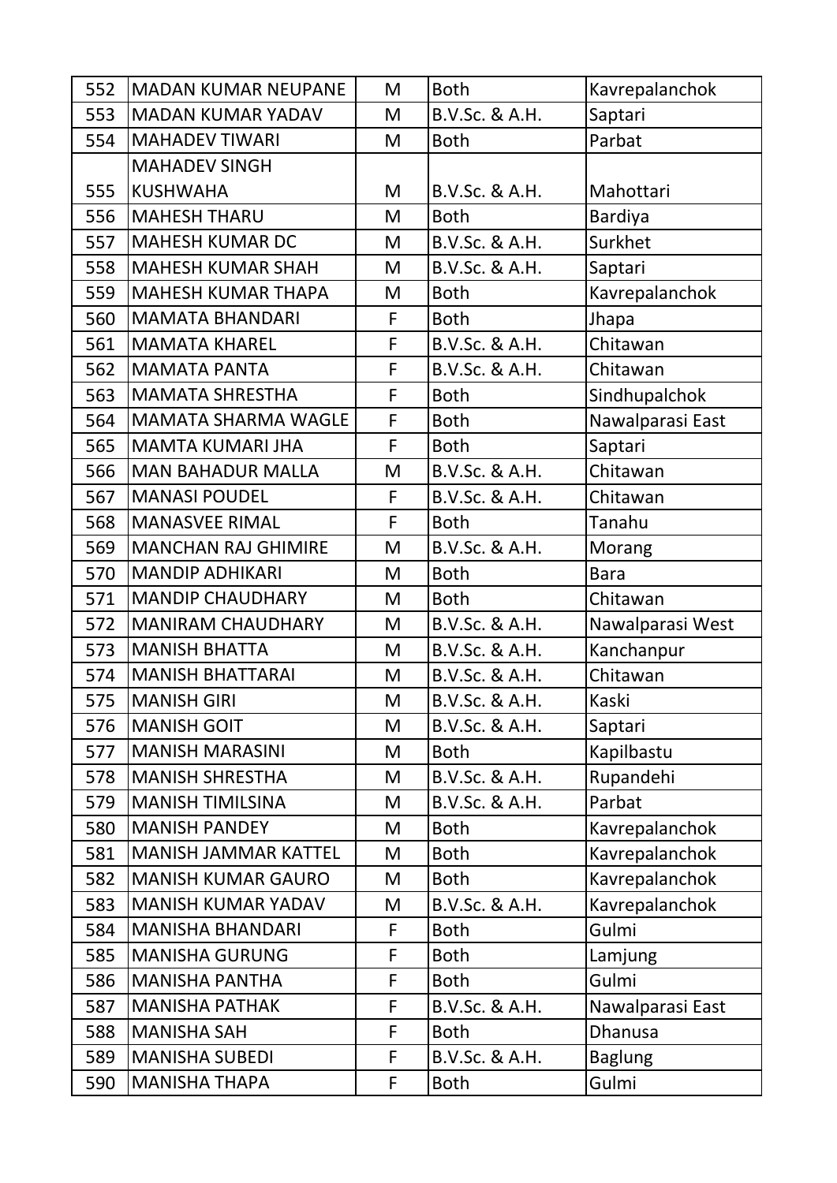| 552 | MADAN KUMAR NEUPANE | M | Both | Kavrepalanchok |
|---|---|---|---|---|
| 553 | MADAN KUMAR YADAV | M | B.V.Sc. & A.H. | Saptari |
| 554 | MAHADEV TIWARI | M | Both | Parbat |
| 555 | MAHADEV SINGH KUSHWAHA | M | B.V.Sc. & A.H. | Mahottari |
| 556 | MAHESH THARU | M | Both | Bardiya |
| 557 | MAHESH KUMAR DC | M | B.V.Sc. & A.H. | Surkhet |
| 558 | MAHESH KUMAR SHAH | M | B.V.Sc. & A.H. | Saptari |
| 559 | MAHESH KUMAR THAPA | M | Both | Kavrepalanchok |
| 560 | MAMATA BHANDARI | F | Both | Jhapa |
| 561 | MAMATA KHAREL | F | B.V.Sc. & A.H. | Chitawan |
| 562 | MAMATA PANTA | F | B.V.Sc. & A.H. | Chitawan |
| 563 | MAMATA SHRESTHA | F | Both | Sindhupalchok |
| 564 | MAMATA SHARMA WAGLE | F | Both | Nawalparasi East |
| 565 | MAMTA KUMARI JHA | F | Both | Saptari |
| 566 | MAN BAHADUR MALLA | M | B.V.Sc. & A.H. | Chitawan |
| 567 | MANASI POUDEL | F | B.V.Sc. & A.H. | Chitawan |
| 568 | MANASVEE RIMAL | F | Both | Tanahu |
| 569 | MANCHAN RAJ GHIMIRE | M | B.V.Sc. & A.H. | Morang |
| 570 | MANDIP ADHIKARI | M | Both | Bara |
| 571 | MANDIP CHAUDHARY | M | Both | Chitawan |
| 572 | MANIRAM CHAUDHARY | M | B.V.Sc. & A.H. | Nawalparasi West |
| 573 | MANISH BHATTA | M | B.V.Sc. & A.H. | Kanchanpur |
| 574 | MANISH BHATTARAI | M | B.V.Sc. & A.H. | Chitawan |
| 575 | MANISH GIRI | M | B.V.Sc. & A.H. | Kaski |
| 576 | MANISH GOIT | M | B.V.Sc. & A.H. | Saptari |
| 577 | MANISH MARASINI | M | Both | Kapilbastu |
| 578 | MANISH SHRESTHA | M | B.V.Sc. & A.H. | Rupandehi |
| 579 | MANISH TIMILSINA | M | B.V.Sc. & A.H. | Parbat |
| 580 | MANISH PANDEY | M | Both | Kavrepalanchok |
| 581 | MANISH JAMMAR KATTEL | M | Both | Kavrepalanchok |
| 582 | MANISH KUMAR GAURO | M | Both | Kavrepalanchok |
| 583 | MANISH KUMAR YADAV | M | B.V.Sc. & A.H. | Kavrepalanchok |
| 584 | MANISHA BHANDARI | F | Both | Gulmi |
| 585 | MANISHA GURUNG | F | Both | Lamjung |
| 586 | MANISHA PANTHA | F | Both | Gulmi |
| 587 | MANISHA PATHAK | F | B.V.Sc. & A.H. | Nawalparasi East |
| 588 | MANISHA SAH | F | Both | Dhanusa |
| 589 | MANISHA SUBEDI | F | B.V.Sc. & A.H. | Baglung |
| 590 | MANISHA THAPA | F | Both | Gulmi |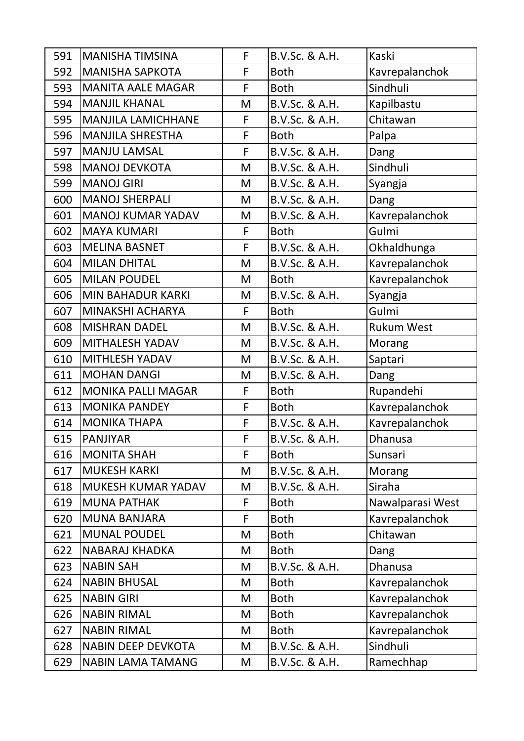| | | | | |
|---|---|---|---|---|
| 591 | MANISHA TIMSINA | F | B.V.Sc. & A.H. | Kaski |
| 592 | MANISHA SAPKOTA | F | Both | Kavrepalanchok |
| 593 | MANITA AALE MAGAR | F | Both | Sindhuli |
| 594 | MANJIL KHANAL | M | B.V.Sc. & A.H. | Kapilbastu |
| 595 | MANJILA LAMICHHANE | F | B.V.Sc. & A.H. | Chitawan |
| 596 | MANJILA SHRESTHA | F | Both | Palpa |
| 597 | MANJU LAMSAL | F | B.V.Sc. & A.H. | Dang |
| 598 | MANOJ DEVKOTA | M | B.V.Sc. & A.H. | Sindhuli |
| 599 | MANOJ GIRI | M | B.V.Sc. & A.H. | Syangja |
| 600 | MANOJ SHERPALI | M | B.V.Sc. & A.H. | Dang |
| 601 | MANOJ KUMAR YADAV | M | B.V.Sc. & A.H. | Kavrepalanchok |
| 602 | MAYA KUMARI | F | Both | Gulmi |
| 603 | MELINA BASNET | F | B.V.Sc. & A.H. | Okhaldhunga |
| 604 | MILAN DHITAL | M | B.V.Sc. & A.H. | Kavrepalanchok |
| 605 | MILAN POUDEL | M | Both | Kavrepalanchok |
| 606 | MIN BAHADUR KARKI | M | B.V.Sc. & A.H. | Syangja |
| 607 | MINAKSHI ACHARYA | F | Both | Gulmi |
| 608 | MISHRAN DADEL | M | B.V.Sc. & A.H. | Rukum West |
| 609 | MITHALESH YADAV | M | B.V.Sc. & A.H. | Morang |
| 610 | MITHLESH YADAV | M | B.V.Sc. & A.H. | Saptari |
| 611 | MOHAN DANGI | M | B.V.Sc. & A.H. | Dang |
| 612 | MONIKA PALLI MAGAR | F | Both | Rupandehi |
| 613 | MONIKA PANDEY | F | Both | Kavrepalanchok |
| 614 | MONIKA THAPA | F | B.V.Sc. & A.H. | Kavrepalanchok |
| 615 | PANJIYAR | F | B.V.Sc. & A.H. | Dhanusa |
| 616 | MONITA SHAH | F | Both | Sunsari |
| 617 | MUKESH KARKI | M | B.V.Sc. & A.H. | Morang |
| 618 | MUKESH KUMAR YADAV | M | B.V.Sc. & A.H. | Siraha |
| 619 | MUNA PATHAK | F | Both | Nawalparasi West |
| 620 | MUNA BANJARA | F | Both | Kavrepalanchok |
| 621 | MUNAL POUDEL | M | Both | Chitawan |
| 622 | NABARAJ KHADKA | M | Both | Dang |
| 623 | NABIN SAH | M | B.V.Sc. & A.H. | Dhanusa |
| 624 | NABIN BHUSAL | M | Both | Kavrepalanchok |
| 625 | NABIN GIRI | M | Both | Kavrepalanchok |
| 626 | NABIN RIMAL | M | Both | Kavrepalanchok |
| 627 | NABIN RIMAL | M | Both | Kavrepalanchok |
| 628 | NABIN DEEP DEVKOTA | M | B.V.Sc. & A.H. | Sindhuli |
| 629 | NABIN LAMA TAMANG | M | B.V.Sc. & A.H. | Ramechhap |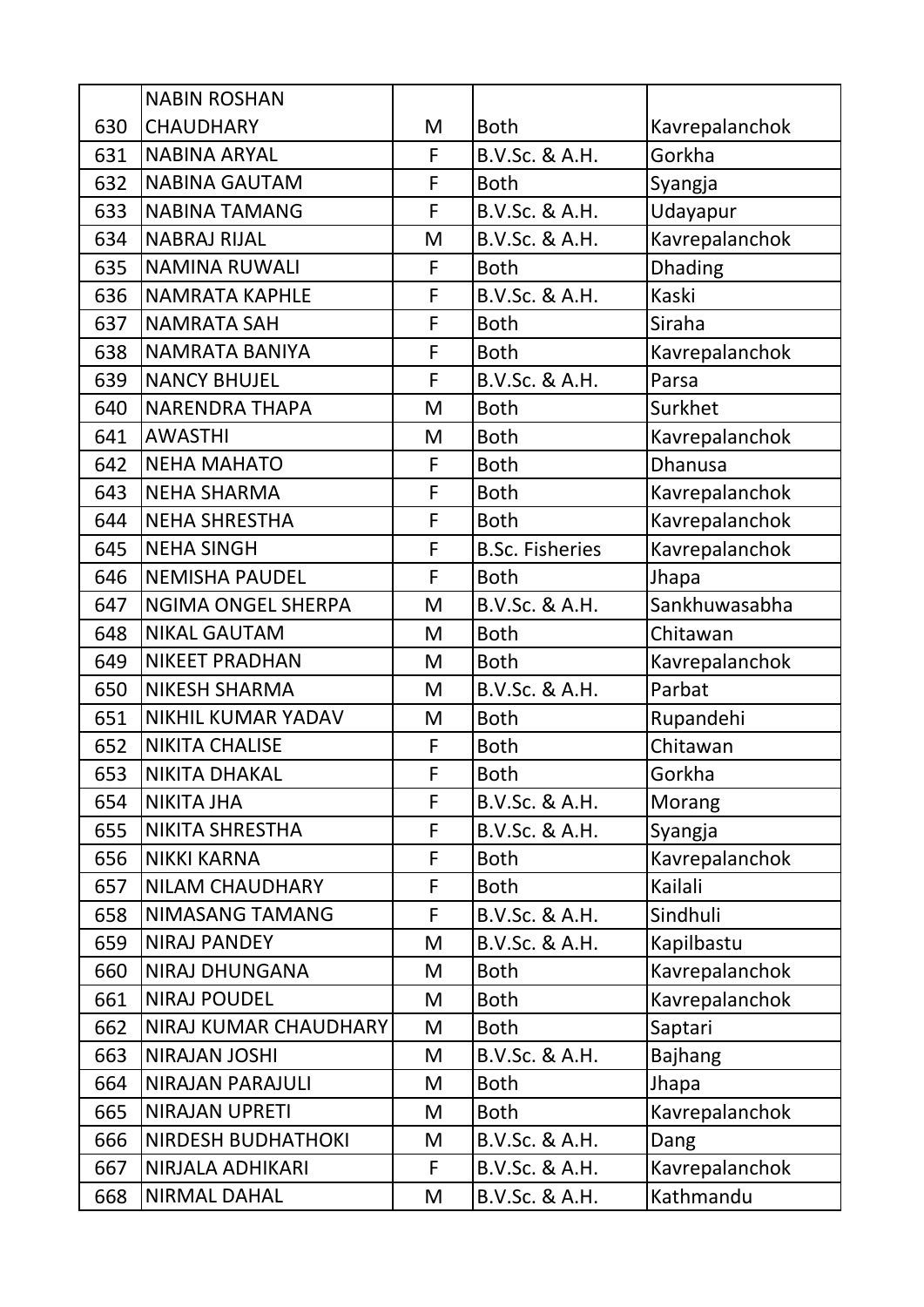| | | | | |
|---|---|---|---|---|
| 630 | NABIN ROSHAN CHAUDHARY | M | Both | Kavrepalanchok |
| 631 | NABINA ARYAL | F | B.V.Sc. & A.H. | Gorkha |
| 632 | NABINA GAUTAM | F | Both | Syangja |
| 633 | NABINA TAMANG | F | B.V.Sc. & A.H. | Udayapur |
| 634 | NABRAJ RIJAL | M | B.V.Sc. & A.H. | Kavrepalanchok |
| 635 | NAMINA RUWALI | F | Both | Dhading |
| 636 | NAMRATA KAPHLE | F | B.V.Sc. & A.H. | Kaski |
| 637 | NAMRATA SAH | F | Both | Siraha |
| 638 | NAMRATA BANIYA | F | Both | Kavrepalanchok |
| 639 | NANCY BHUJEL | F | B.V.Sc. & A.H. | Parsa |
| 640 | NARENDRA THAPA | M | Both | Surkhet |
| 641 | AWASTHI | M | Both | Kavrepalanchok |
| 642 | NEHA MAHATO | F | Both | Dhanusa |
| 643 | NEHA SHARMA | F | Both | Kavrepalanchok |
| 644 | NEHA SHRESTHA | F | Both | Kavrepalanchok |
| 645 | NEHA SINGH | F | B.Sc. Fisheries | Kavrepalanchok |
| 646 | NEMISHA PAUDEL | F | Both | Jhapa |
| 647 | NGIMA ONGEL SHERPA | M | B.V.Sc. & A.H. | Sankhuwasabha |
| 648 | NIKAL GAUTAM | M | Both | Chitawan |
| 649 | NIKEET PRADHAN | M | Both | Kavrepalanchok |
| 650 | NIKESH SHARMA | M | B.V.Sc. & A.H. | Parbat |
| 651 | NIKHIL KUMAR YADAV | M | Both | Rupandehi |
| 652 | NIKITA CHALISE | F | Both | Chitawan |
| 653 | NIKITA DHAKAL | F | Both | Gorkha |
| 654 | NIKITA JHA | F | B.V.Sc. & A.H. | Morang |
| 655 | NIKITA SHRESTHA | F | B.V.Sc. & A.H. | Syangja |
| 656 | NIKKI KARNA | F | Both | Kavrepalanchok |
| 657 | NILAM CHAUDHARY | F | Both | Kailali |
| 658 | NIMASANG TAMANG | F | B.V.Sc. & A.H. | Sindhuli |
| 659 | NIRAJ PANDEY | M | B.V.Sc. & A.H. | Kapilbastu |
| 660 | NIRAJ DHUNGANA | M | Both | Kavrepalanchok |
| 661 | NIRAJ POUDEL | M | Both | Kavrepalanchok |
| 662 | NIRAJ KUMAR CHAUDHARY | M | Both | Saptari |
| 663 | NIRAJAN JOSHI | M | B.V.Sc. & A.H. | Bajhang |
| 664 | NIRAJAN PARAJULI | M | Both | Jhapa |
| 665 | NIRAJAN UPRETI | M | Both | Kavrepalanchok |
| 666 | NIRDESH BUDHATHOKI | M | B.V.Sc. & A.H. | Dang |
| 667 | NIRJALA ADHIKARI | F | B.V.Sc. & A.H. | Kavrepalanchok |
| 668 | NIRMAL DAHAL | M | B.V.Sc. & A.H. | Kathmandu |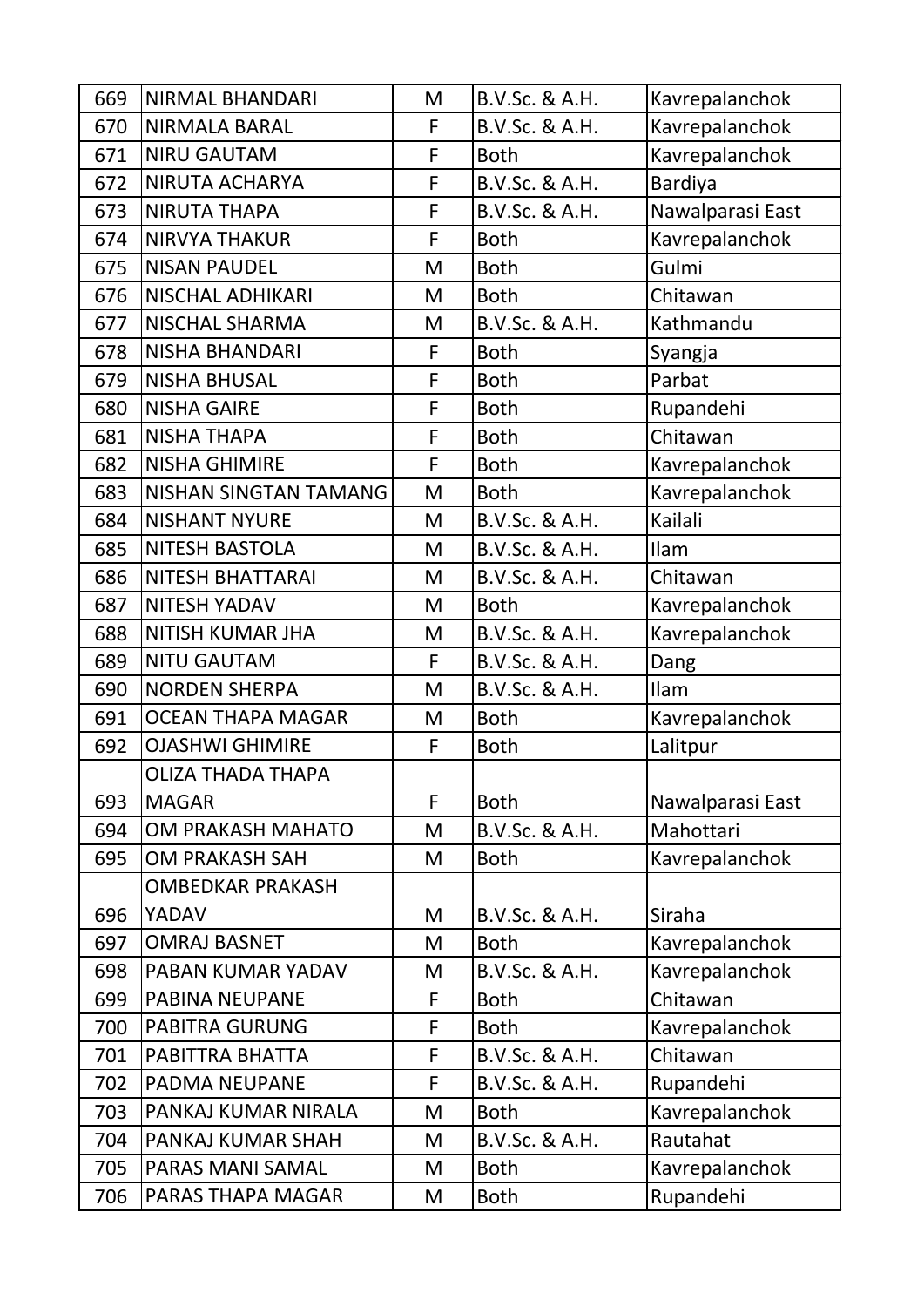| 669 | NIRMAL BHANDARI | M | B.V.Sc. & A.H. | Kavrepalanchok |
|---|---|---|---|---|
| 670 | NIRMALA BARAL | F | B.V.Sc. & A.H. | Kavrepalanchok |
| 671 | NIRU GAUTAM | F | Both | Kavrepalanchok |
| 672 | NIRUTA ACHARYA | F | B.V.Sc. & A.H. | Bardiya |
| 673 | NIRUTA THAPA | F | B.V.Sc. & A.H. | Nawalparasi East |
| 674 | NIRVYA THAKUR | F | Both | Kavrepalanchok |
| 675 | NISAN PAUDEL | M | Both | Gulmi |
| 676 | NISCHAL ADHIKARI | M | Both | Chitawan |
| 677 | NISCHAL SHARMA | M | B.V.Sc. & A.H. | Kathmandu |
| 678 | NISHA BHANDARI | F | Both | Syangja |
| 679 | NISHA BHUSAL | F | Both | Parbat |
| 680 | NISHA GAIRE | F | Both | Rupandehi |
| 681 | NISHA THAPA | F | Both | Chitawan |
| 682 | NISHA GHIMIRE | F | Both | Kavrepalanchok |
| 683 | NISHAN SINGTAN TAMANG | M | Both | Kavrepalanchok |
| 684 | NISHANT NYURE | M | B.V.Sc. & A.H. | Kailali |
| 685 | NITESH BASTOLA | M | B.V.Sc. & A.H. | Ilam |
| 686 | NITESH BHATTARAI | M | B.V.Sc. & A.H. | Chitawan |
| 687 | NITESH YADAV | M | Both | Kavrepalanchok |
| 688 | NITISH KUMAR JHA | M | B.V.Sc. & A.H. | Kavrepalanchok |
| 689 | NITU GAUTAM | F | B.V.Sc. & A.H. | Dang |
| 690 | NORDEN SHERPA | M | B.V.Sc. & A.H. | Ilam |
| 691 | OCEAN THAPA MAGAR | M | Both | Kavrepalanchok |
| 692 | OJASHWI GHIMIRE | F | Both | Lalitpur |
| 693 | OLIZA THADA THAPA MAGAR | F | Both | Nawalparasi East |
| 694 | OM PRAKASH MAHATO | M | B.V.Sc. & A.H. | Mahottari |
| 695 | OM PRAKASH SAH | M | Both | Kavrepalanchok |
| 696 | OMBEDKAR PRAKASH YADAV | M | B.V.Sc. & A.H. | Siraha |
| 697 | OMRAJ BASNET | M | Both | Kavrepalanchok |
| 698 | PABAN KUMAR YADAV | M | B.V.Sc. & A.H. | Kavrepalanchok |
| 699 | PABINA NEUPANE | F | Both | Chitawan |
| 700 | PABITRA GURUNG | F | Both | Kavrepalanchok |
| 701 | PABITTRA BHATTA | F | B.V.Sc. & A.H. | Chitawan |
| 702 | PADMA NEUPANE | F | B.V.Sc. & A.H. | Rupandehi |
| 703 | PANKAJ KUMAR NIRALA | M | Both | Kavrepalanchok |
| 704 | PANKAJ KUMAR SHAH | M | B.V.Sc. & A.H. | Rautahat |
| 705 | PARAS MANI SAMAL | M | Both | Kavrepalanchok |
| 706 | PARAS THAPA MAGAR | M | Both | Rupandehi |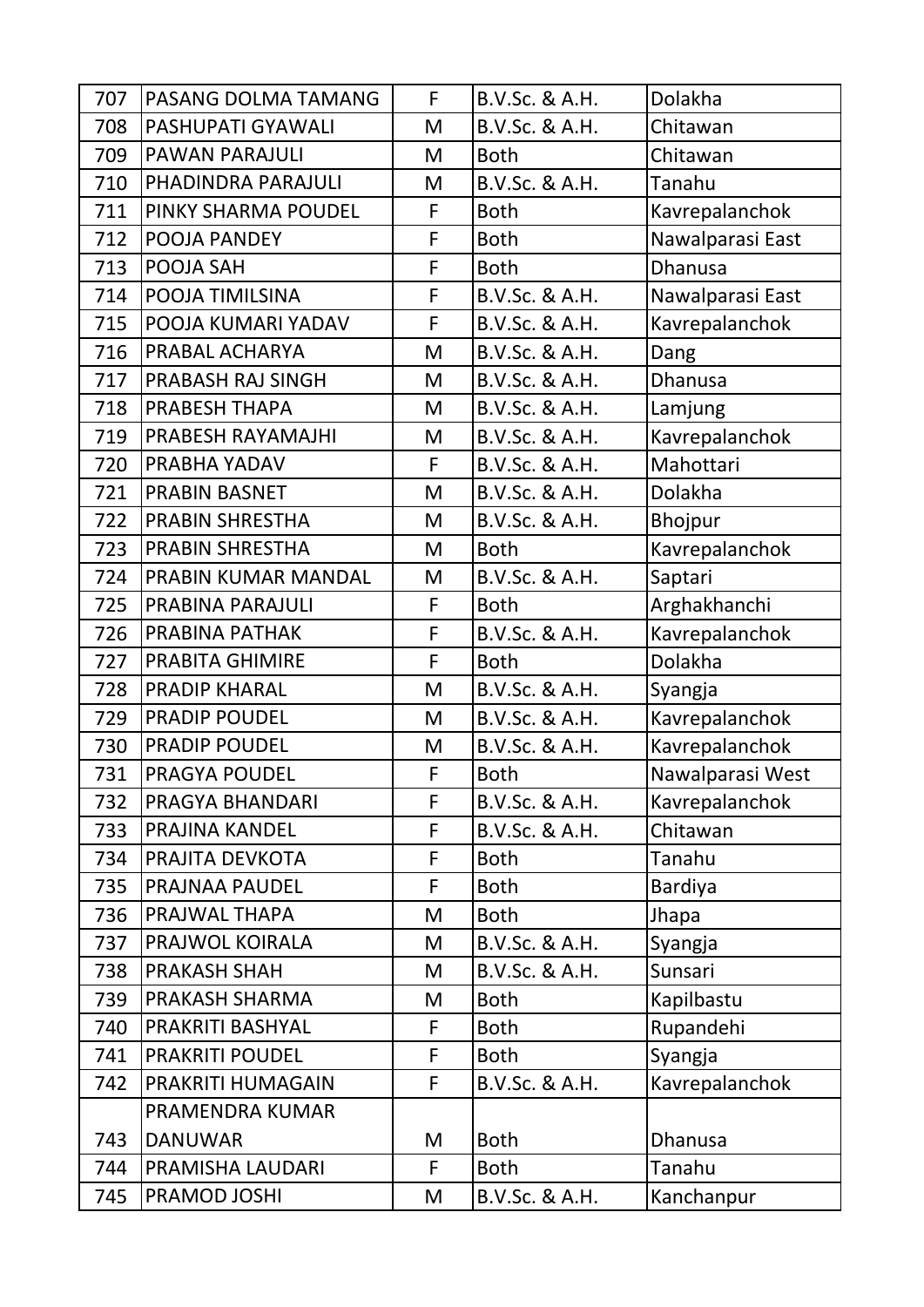| | | | | |
|---|---|---|---|---|
| 707 | PASANG DOLMA TAMANG | F | B.V.Sc. & A.H. | Dolakha |
| 708 | PASHUPATI GYAWALI | M | B.V.Sc. & A.H. | Chitawan |
| 709 | PAWAN PARAJULI | M | Both | Chitawan |
| 710 | PHADINDRA PARAJULI | M | B.V.Sc. & A.H. | Tanahu |
| 711 | PINKY SHARMA POUDEL | F | Both | Kavrepalanchok |
| 712 | POOJA PANDEY | F | Both | Nawalparasi East |
| 713 | POOJA SAH | F | Both | Dhanusa |
| 714 | POOJA TIMILSINA | F | B.V.Sc. & A.H. | Nawalparasi East |
| 715 | POOJA KUMARI YADAV | F | B.V.Sc. & A.H. | Kavrepalanchok |
| 716 | PRABAL ACHARYA | M | B.V.Sc. & A.H. | Dang |
| 717 | PRABASH RAJ SINGH | M | B.V.Sc. & A.H. | Dhanusa |
| 718 | PRABESH THAPA | M | B.V.Sc. & A.H. | Lamjung |
| 719 | PRABESH RAYAMAJHI | M | B.V.Sc. & A.H. | Kavrepalanchok |
| 720 | PRABHA YADAV | F | B.V.Sc. & A.H. | Mahottari |
| 721 | PRABIN BASNET | M | B.V.Sc. & A.H. | Dolakha |
| 722 | PRABIN SHRESTHA | M | B.V.Sc. & A.H. | Bhojpur |
| 723 | PRABIN SHRESTHA | M | Both | Kavrepalanchok |
| 724 | PRABIN KUMAR MANDAL | M | B.V.Sc. & A.H. | Saptari |
| 725 | PRABINA PARAJULI | F | Both | Arghakhanchi |
| 726 | PRABINA PATHAK | F | B.V.Sc. & A.H. | Kavrepalanchok |
| 727 | PRABITA GHIMIRE | F | Both | Dolakha |
| 728 | PRADIP KHARAL | M | B.V.Sc. & A.H. | Syangja |
| 729 | PRADIP POUDEL | M | B.V.Sc. & A.H. | Kavrepalanchok |
| 730 | PRADIP POUDEL | M | B.V.Sc. & A.H. | Kavrepalanchok |
| 731 | PRAGYA POUDEL | F | Both | Nawalparasi West |
| 732 | PRAGYA BHANDARI | F | B.V.Sc. & A.H. | Kavrepalanchok |
| 733 | PRAJINA KANDEL | F | B.V.Sc. & A.H. | Chitawan |
| 734 | PRAJITA DEVKOTA | F | Both | Tanahu |
| 735 | PRAJNAA PAUDEL | F | Both | Bardiya |
| 736 | PRAJWAL THAPA | M | Both | Jhapa |
| 737 | PRAJWOL KOIRALA | M | B.V.Sc. & A.H. | Syangja |
| 738 | PRAKASH SHAH | M | B.V.Sc. & A.H. | Sunsari |
| 739 | PRAKASH SHARMA | M | Both | Kapilbastu |
| 740 | PRAKRITI BASHYAL | F | Both | Rupandehi |
| 741 | PRAKRITI POUDEL | F | Both | Syangja |
| 742 | PRAKRITI HUMAGAIN | F | B.V.Sc. & A.H. | Kavrepalanchok |
| 743 | PRAMENDRA KUMAR DANUWAR | M | Both | Dhanusa |
| 744 | PRAMISHA LAUDARI | F | Both | Tanahu |
| 745 | PRAMOD JOSHI | M | B.V.Sc. & A.H. | Kanchanpur |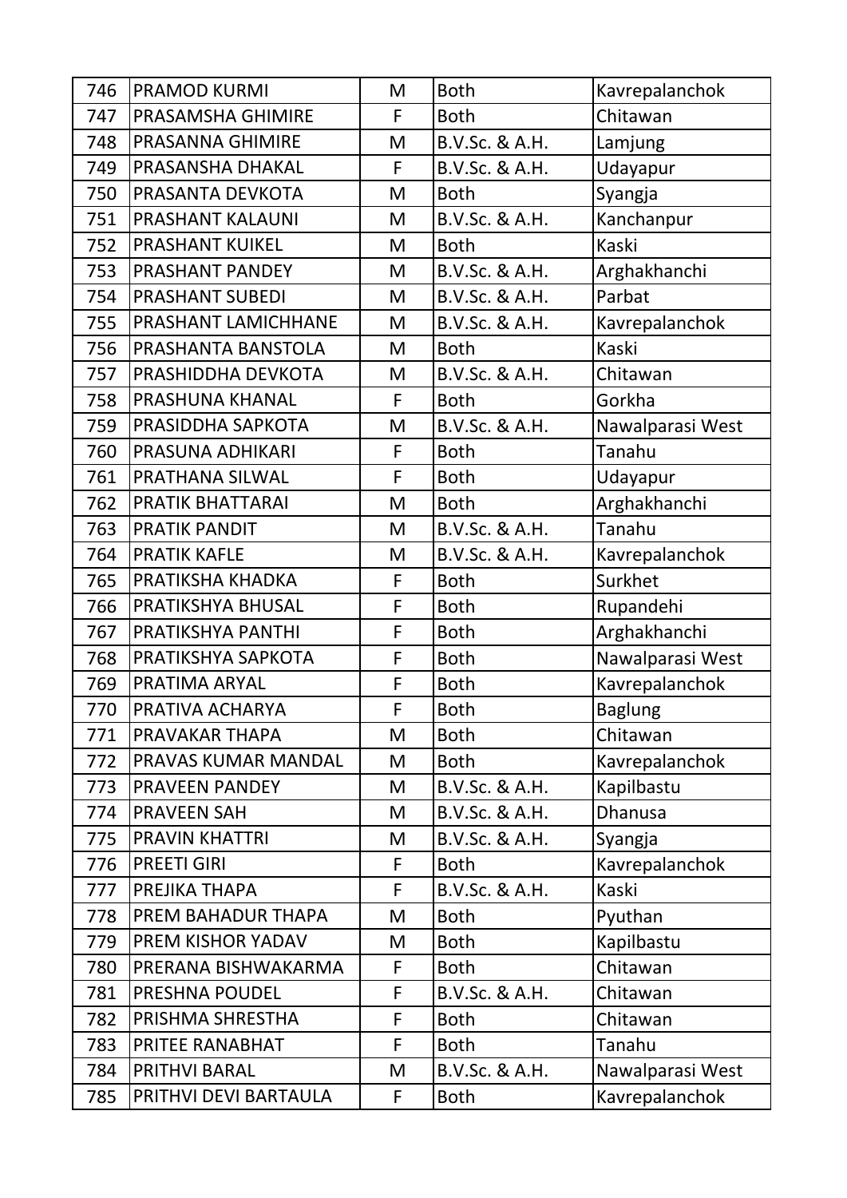| 746 | PRAMOD KURMI | M | Both | Kavrepalanchok |
|---|---|---|---|---|
| 747 | PRASAMSHA GHIMIRE | F | Both | Chitawan |
| 748 | PRASANNA GHIMIRE | M | B.V.Sc. & A.H. | Lamjung |
| 749 | PRASANSHA DHAKAL | F | B.V.Sc. & A.H. | Udayapur |
| 750 | PRASANTA DEVKOTA | M | Both | Syangja |
| 751 | PRASHANT KALAUNI | M | B.V.Sc. & A.H. | Kanchanpur |
| 752 | PRASHANT KUIKEL | M | Both | Kaski |
| 753 | PRASHANT PANDEY | M | B.V.Sc. & A.H. | Arghakhanchi |
| 754 | PRASHANT SUBEDI | M | B.V.Sc. & A.H. | Parbat |
| 755 | PRASHANT LAMICHHANE | M | B.V.Sc. & A.H. | Kavrepalanchok |
| 756 | PRASHANTA BANSTOLA | M | Both | Kaski |
| 757 | PRASHIDDHA DEVKOTA | M | B.V.Sc. & A.H. | Chitawan |
| 758 | PRASHUNA KHANAL | F | Both | Gorkha |
| 759 | PRASIDDHA SAPKOTA | M | B.V.Sc. & A.H. | Nawalparasi West |
| 760 | PRASUNA ADHIKARI | F | Both | Tanahu |
| 761 | PRATHANA SILWAL | F | Both | Udayapur |
| 762 | PRATIK BHATTARAI | M | Both | Arghakhanchi |
| 763 | PRATIK PANDIT | M | B.V.Sc. & A.H. | Tanahu |
| 764 | PRATIK KAFLE | M | B.V.Sc. & A.H. | Kavrepalanchok |
| 765 | PRATIKSHA KHADKA | F | Both | Surkhet |
| 766 | PRATIKSHYA BHUSAL | F | Both | Rupandehi |
| 767 | PRATIKSHYA PANTHI | F | Both | Arghakhanchi |
| 768 | PRATIKSHYA SAPKOTA | F | Both | Nawalparasi West |
| 769 | PRATIMA ARYAL | F | Both | Kavrepalanchok |
| 770 | PRATIVA ACHARYA | F | Both | Baglung |
| 771 | PRAVAKAR THAPA | M | Both | Chitawan |
| 772 | PRAVAS KUMAR MANDAL | M | Both | Kavrepalanchok |
| 773 | PRAVEEN PANDEY | M | B.V.Sc. & A.H. | Kapilbastu |
| 774 | PRAVEEN SAH | M | B.V.Sc. & A.H. | Dhanusa |
| 775 | PRAVIN KHATTRI | M | B.V.Sc. & A.H. | Syangja |
| 776 | PREETI GIRI | F | Both | Kavrepalanchok |
| 777 | PREJIKA THAPA | F | B.V.Sc. & A.H. | Kaski |
| 778 | PREM BAHADUR THAPA | M | Both | Pyuthan |
| 779 | PREM KISHOR YADAV | M | Both | Kapilbastu |
| 780 | PRERANA BISHWAKARMA | F | Both | Chitawan |
| 781 | PRESHNA POUDEL | F | B.V.Sc. & A.H. | Chitawan |
| 782 | PRISHMA SHRESTHA | F | Both | Chitawan |
| 783 | PRITEE RANABHAT | F | Both | Tanahu |
| 784 | PRITHVI BARAL | M | B.V.Sc. & A.H. | Nawalparasi West |
| 785 | PRITHVI DEVI BARTAULA | F | Both | Kavrepalanchok |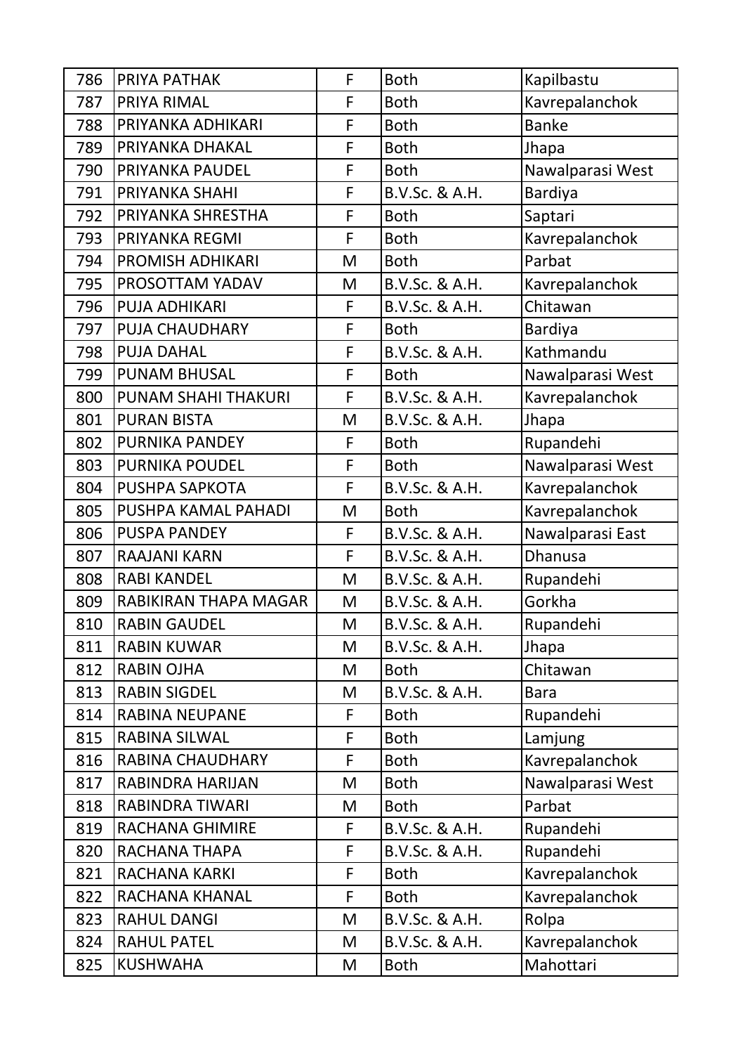| 786 | PRIYA PATHAK | F | Both | Kapilbastu |
|---|---|---|---|---|
| 787 | PRIYA RIMAL | F | Both | Kavrepalanchok |
| 788 | PRIYANKA ADHIKARI | F | Both | Banke |
| 789 | PRIYANKA DHAKAL | F | Both | Jhapa |
| 790 | PRIYANKA PAUDEL | F | Both | Nawalparasi West |
| 791 | PRIYANKA SHAHI | F | B.V.Sc. & A.H. | Bardiya |
| 792 | PRIYANKA SHRESTHA | F | Both | Saptari |
| 793 | PRIYANKA REGMI | F | Both | Kavrepalanchok |
| 794 | PROMISH ADHIKARI | M | Both | Parbat |
| 795 | PROSOTTAM YADAV | M | B.V.Sc. & A.H. | Kavrepalanchok |
| 796 | PUJA ADHIKARI | F | B.V.Sc. & A.H. | Chitawan |
| 797 | PUJA CHAUDHARY | F | Both | Bardiya |
| 798 | PUJA DAHAL | F | B.V.Sc. & A.H. | Kathmandu |
| 799 | PUNAM BHUSAL | F | Both | Nawalparasi West |
| 800 | PUNAM SHAHI THAKURI | F | B.V.Sc. & A.H. | Kavrepalanchok |
| 801 | PURAN BISTA | M | B.V.Sc. & A.H. | Jhapa |
| 802 | PURNIKA PANDEY | F | Both | Rupandehi |
| 803 | PURNIKA POUDEL | F | Both | Nawalparasi West |
| 804 | PUSHPA SAPKOTA | F | B.V.Sc. & A.H. | Kavrepalanchok |
| 805 | PUSHPA KAMAL PAHADI | M | Both | Kavrepalanchok |
| 806 | PUSPA PANDEY | F | B.V.Sc. & A.H. | Nawalparasi East |
| 807 | RAAJANI KARN | F | B.V.Sc. & A.H. | Dhanusa |
| 808 | RABI KANDEL | M | B.V.Sc. & A.H. | Rupandehi |
| 809 | RABIKIRAN THAPA MAGAR | M | B.V.Sc. & A.H. | Gorkha |
| 810 | RABIN GAUDEL | M | B.V.Sc. & A.H. | Rupandehi |
| 811 | RABIN KUWAR | M | B.V.Sc. & A.H. | Jhapa |
| 812 | RABIN OJHA | M | Both | Chitawan |
| 813 | RABIN SIGDEL | M | B.V.Sc. & A.H. | Bara |
| 814 | RABINA NEUPANE | F | Both | Rupandehi |
| 815 | RABINA SILWAL | F | Both | Lamjung |
| 816 | RABINA CHAUDHARY | F | Both | Kavrepalanchok |
| 817 | RABINDRA HARIJAN | M | Both | Nawalparasi West |
| 818 | RABINDRA TIWARI | M | Both | Parbat |
| 819 | RACHANA GHIMIRE | F | B.V.Sc. & A.H. | Rupandehi |
| 820 | RACHANA THAPA | F | B.V.Sc. & A.H. | Rupandehi |
| 821 | RACHANA KARKI | F | Both | Kavrepalanchok |
| 822 | RACHANA KHANAL | F | Both | Kavrepalanchok |
| 823 | RAHUL DANGI | M | B.V.Sc. & A.H. | Rolpa |
| 824 | RAHUL PATEL | M | B.V.Sc. & A.H. | Kavrepalanchok |
| 825 | KUSHWAHA | M | Both | Mahottari |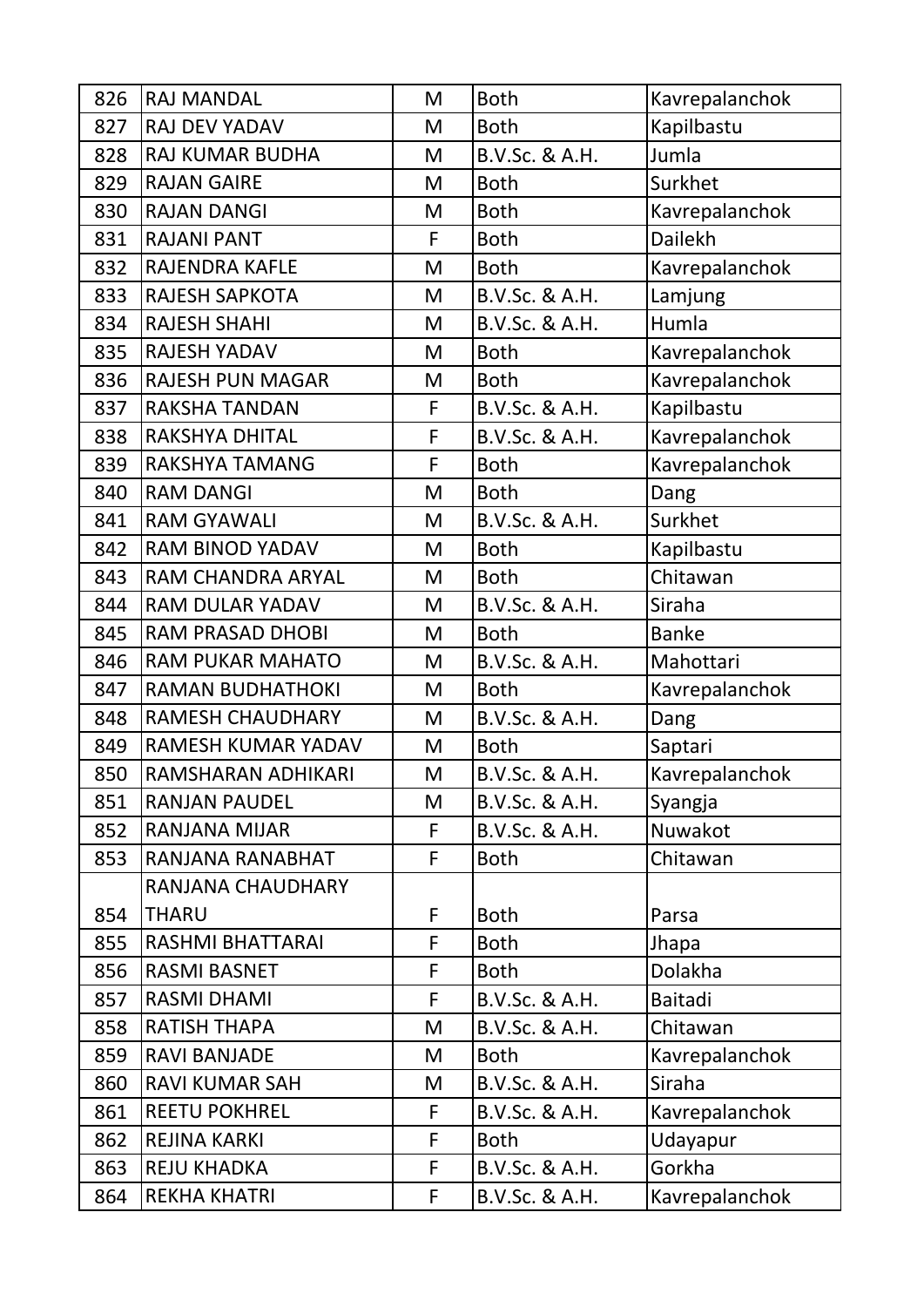| 826 | RAJ MANDAL | M | Both | Kavrepalanchok |
|---|---|---|---|---|
| 827 | RAJ DEV YADAV | M | Both | Kapilbastu |
| 828 | RAJ KUMAR BUDHA | M | B.V.Sc. & A.H. | Jumla |
| 829 | RAJAN GAIRE | M | Both | Surkhet |
| 830 | RAJAN DANGI | M | Both | Kavrepalanchok |
| 831 | RAJANI PANT | F | Both | Dailekh |
| 832 | RAJENDRA KAFLE | M | Both | Kavrepalanchok |
| 833 | RAJESH SAPKOTA | M | B.V.Sc. & A.H. | Lamjung |
| 834 | RAJESH SHAHI | M | B.V.Sc. & A.H. | Humla |
| 835 | RAJESH YADAV | M | Both | Kavrepalanchok |
| 836 | RAJESH PUN MAGAR | M | Both | Kavrepalanchok |
| 837 | RAKSHA TANDAN | F | B.V.Sc. & A.H. | Kapilbastu |
| 838 | RAKSHYA DHITAL | F | B.V.Sc. & A.H. | Kavrepalanchok |
| 839 | RAKSHYA TAMANG | F | Both | Kavrepalanchok |
| 840 | RAM DANGI | M | Both | Dang |
| 841 | RAM GYAWALI | M | B.V.Sc. & A.H. | Surkhet |
| 842 | RAM BINOD YADAV | M | Both | Kapilbastu |
| 843 | RAM CHANDRA ARYAL | M | Both | Chitawan |
| 844 | RAM DULAR YADAV | M | B.V.Sc. & A.H. | Siraha |
| 845 | RAM PRASAD DHOBI | M | Both | Banke |
| 846 | RAM PUKAR MAHATO | M | B.V.Sc. & A.H. | Mahottari |
| 847 | RAMAN BUDHATHOKI | M | Both | Kavrepalanchok |
| 848 | RAMESH CHAUDHARY | M | B.V.Sc. & A.H. | Dang |
| 849 | RAMESH KUMAR YADAV | M | Both | Saptari |
| 850 | RAMSHARAN ADHIKARI | M | B.V.Sc. & A.H. | Kavrepalanchok |
| 851 | RANJAN PAUDEL | M | B.V.Sc. & A.H. | Syangja |
| 852 | RANJANA MIJAR | F | B.V.Sc. & A.H. | Nuwakot |
| 853 | RANJANA RANABHAT | F | Both | Chitawan |
| 854 | RANJANA CHAUDHARY THARU | F | Both | Parsa |
| 855 | RASHMI BHATTARAI | F | Both | Jhapa |
| 856 | RASMI BASNET | F | Both | Dolakha |
| 857 | RASMI DHAMI | F | B.V.Sc. & A.H. | Baitadi |
| 858 | RATISH THAPA | M | B.V.Sc. & A.H. | Chitawan |
| 859 | RAVI BANJADE | M | Both | Kavrepalanchok |
| 860 | RAVI KUMAR SAH | M | B.V.Sc. & A.H. | Siraha |
| 861 | REETU POKHREL | F | B.V.Sc. & A.H. | Kavrepalanchok |
| 862 | REJINA KARKI | F | Both | Udayapur |
| 863 | REJU KHADKA | F | B.V.Sc. & A.H. | Gorkha |
| 864 | REKHA KHATRI | F | B.V.Sc. & A.H. | Kavrepalanchok |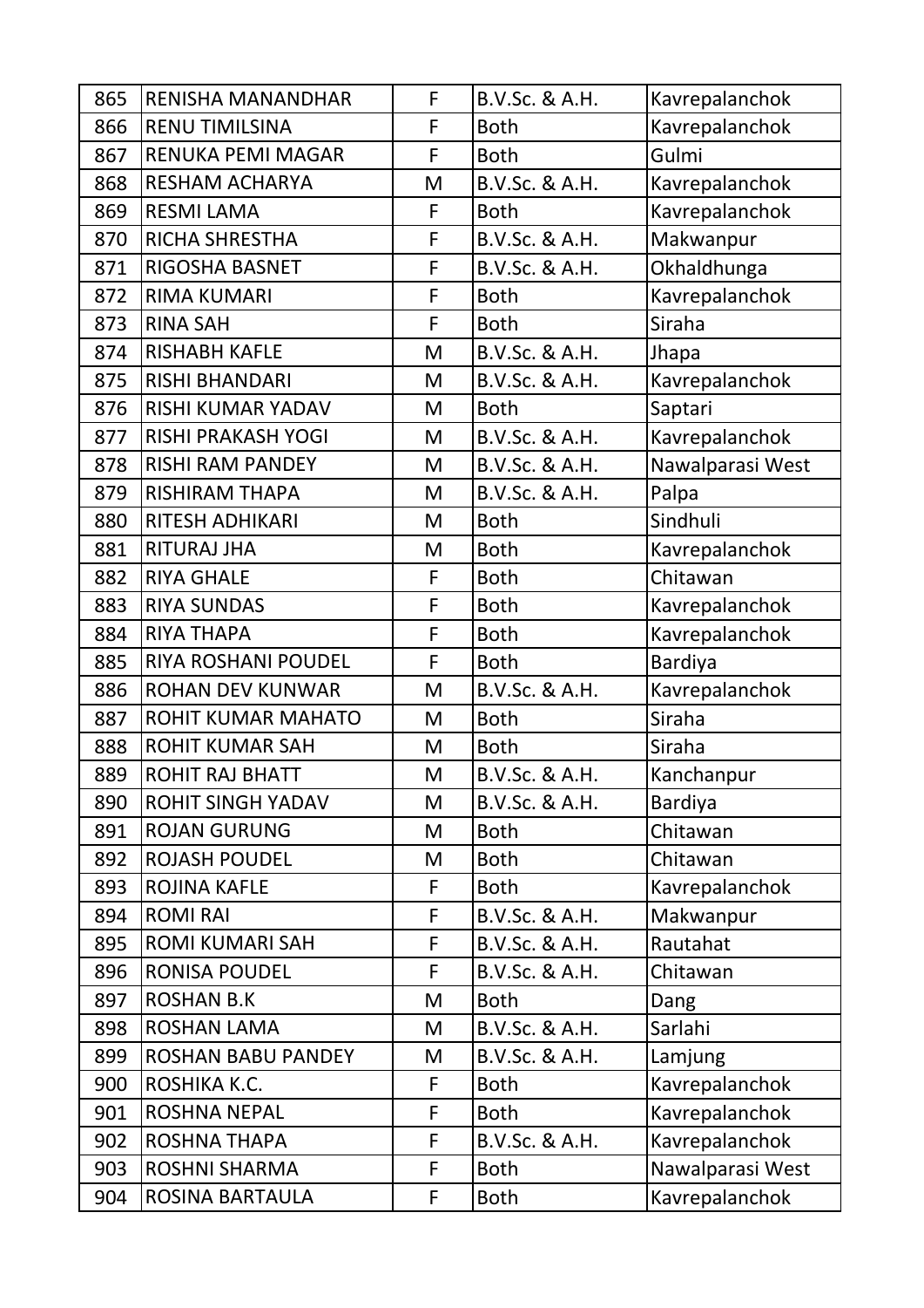| | | | | |
|---|---|---|---|---|
| 865 | RENISHA MANANDHAR | F | B.V.Sc. & A.H. | Kavrepalanchok |
| 866 | RENU TIMILSINA | F | Both | Kavrepalanchok |
| 867 | RENUKA PEMI MAGAR | F | Both | Gulmi |
| 868 | RESHAM ACHARYA | M | B.V.Sc. & A.H. | Kavrepalanchok |
| 869 | RESMI LAMA | F | Both | Kavrepalanchok |
| 870 | RICHA SHRESTHA | F | B.V.Sc. & A.H. | Makwanpur |
| 871 | RIGOSHA BASNET | F | B.V.Sc. & A.H. | Okhaldhunga |
| 872 | RIMA KUMARI | F | Both | Kavrepalanchok |
| 873 | RINA SAH | F | Both | Siraha |
| 874 | RISHABH KAFLE | M | B.V.Sc. & A.H. | Jhapa |
| 875 | RISHI BHANDARI | M | B.V.Sc. & A.H. | Kavrepalanchok |
| 876 | RISHI KUMAR YADAV | M | Both | Saptari |
| 877 | RISHI PRAKASH YOGI | M | B.V.Sc. & A.H. | Kavrepalanchok |
| 878 | RISHI RAM PANDEY | M | B.V.Sc. & A.H. | Nawalparasi West |
| 879 | RISHIRAM THAPA | M | B.V.Sc. & A.H. | Palpa |
| 880 | RITESH ADHIKARI | M | Both | Sindhuli |
| 881 | RITURAJ JHA | M | Both | Kavrepalanchok |
| 882 | RIYA GHALE | F | Both | Chitawan |
| 883 | RIYA SUNDAS | F | Both | Kavrepalanchok |
| 884 | RIYA THAPA | F | Both | Kavrepalanchok |
| 885 | RIYA ROSHANI POUDEL | F | Both | Bardiya |
| 886 | ROHAN DEV KUNWAR | M | B.V.Sc. & A.H. | Kavrepalanchok |
| 887 | ROHIT KUMAR MAHATO | M | Both | Siraha |
| 888 | ROHIT KUMAR SAH | M | Both | Siraha |
| 889 | ROHIT RAJ BHATT | M | B.V.Sc. & A.H. | Kanchanpur |
| 890 | ROHIT SINGH YADAV | M | B.V.Sc. & A.H. | Bardiya |
| 891 | ROJAN GURUNG | M | Both | Chitawan |
| 892 | ROJASH POUDEL | M | Both | Chitawan |
| 893 | ROJINA KAFLE | F | Both | Kavrepalanchok |
| 894 | ROMI RAI | F | B.V.Sc. & A.H. | Makwanpur |
| 895 | ROMI KUMARI SAH | F | B.V.Sc. & A.H. | Rautahat |
| 896 | RONISA POUDEL | F | B.V.Sc. & A.H. | Chitawan |
| 897 | ROSHAN B.K | M | Both | Dang |
| 898 | ROSHAN LAMA | M | B.V.Sc. & A.H. | Sarlahi |
| 899 | ROSHAN BABU PANDEY | M | B.V.Sc. & A.H. | Lamjung |
| 900 | ROSHIKA K.C. | F | Both | Kavrepalanchok |
| 901 | ROSHNA NEPAL | F | Both | Kavrepalanchok |
| 902 | ROSHNA THAPA | F | B.V.Sc. & A.H. | Kavrepalanchok |
| 903 | ROSHNI SHARMA | F | Both | Nawalparasi West |
| 904 | ROSINA BARTAULA | F | Both | Kavrepalanchok |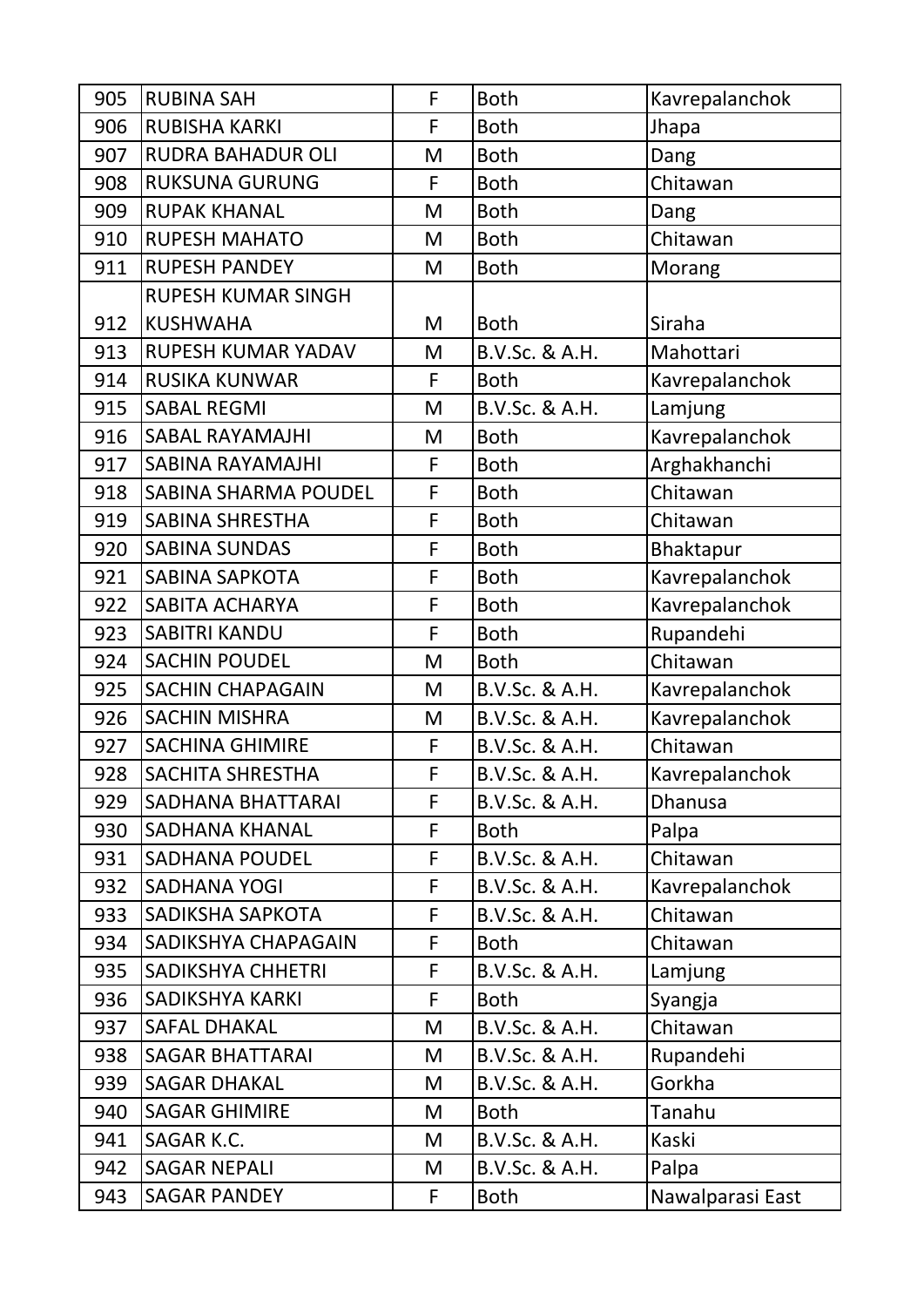| 905 | RUBINA SAH | F | Both | Kavrepalanchok |
|---|---|---|---|---|
| 906 | RUBISHA KARKI | F | Both | Jhapa |
| 907 | RUDRA BAHADUR OLI | M | Both | Dang |
| 908 | RUKSUNA GURUNG | F | Both | Chitawan |
| 909 | RUPAK KHANAL | M | Both | Dang |
| 910 | RUPESH MAHATO | M | Both | Chitawan |
| 911 | RUPESH PANDEY | M | Both | Morang |
| 912 | RUPESH KUMAR SINGH KUSHWAHA | M | Both | Siraha |
| 913 | RUPESH KUMAR YADAV | M | B.V.Sc. & A.H. | Mahottari |
| 914 | RUSIKA KUNWAR | F | Both | Kavrepalanchok |
| 915 | SABAL REGMI | M | B.V.Sc. & A.H. | Lamjung |
| 916 | SABAL RAYAMAJHI | M | Both | Kavrepalanchok |
| 917 | SABINA RAYAMAJHI | F | Both | Arghakhanchi |
| 918 | SABINA SHARMA POUDEL | F | Both | Chitawan |
| 919 | SABINA SHRESTHA | F | Both | Chitawan |
| 920 | SABINA SUNDAS | F | Both | Bhaktapur |
| 921 | SABINA SAPKOTA | F | Both | Kavrepalanchok |
| 922 | SABITA ACHARYA | F | Both | Kavrepalanchok |
| 923 | SABITRI KANDU | F | Both | Rupandehi |
| 924 | SACHIN POUDEL | M | Both | Chitawan |
| 925 | SACHIN CHAPAGAIN | M | B.V.Sc. & A.H. | Kavrepalanchok |
| 926 | SACHIN MISHRA | M | B.V.Sc. & A.H. | Kavrepalanchok |
| 927 | SACHINA GHIMIRE | F | B.V.Sc. & A.H. | Chitawan |
| 928 | SACHITA SHRESTHA | F | B.V.Sc. & A.H. | Kavrepalanchok |
| 929 | SADHANA BHATTARAI | F | B.V.Sc. & A.H. | Dhanusa |
| 930 | SADHANA KHANAL | F | Both | Palpa |
| 931 | SADHANA POUDEL | F | B.V.Sc. & A.H. | Chitawan |
| 932 | SADHANA YOGI | F | B.V.Sc. & A.H. | Kavrepalanchok |
| 933 | SADIKSHA SAPKOTA | F | B.V.Sc. & A.H. | Chitawan |
| 934 | SADIKSHYA CHAPAGAIN | F | Both | Chitawan |
| 935 | SADIKSHYA CHHETRI | F | B.V.Sc. & A.H. | Lamjung |
| 936 | SADIKSHYA KARKI | F | Both | Syangja |
| 937 | SAFAL DHAKAL | M | B.V.Sc. & A.H. | Chitawan |
| 938 | SAGAR BHATTARAI | M | B.V.Sc. & A.H. | Rupandehi |
| 939 | SAGAR DHAKAL | M | B.V.Sc. & A.H. | Gorkha |
| 940 | SAGAR GHIMIRE | M | Both | Tanahu |
| 941 | SAGAR K.C. | M | B.V.Sc. & A.H. | Kaski |
| 942 | SAGAR NEPALI | M | B.V.Sc. & A.H. | Palpa |
| 943 | SAGAR PANDEY | F | Both | Nawalparasi East |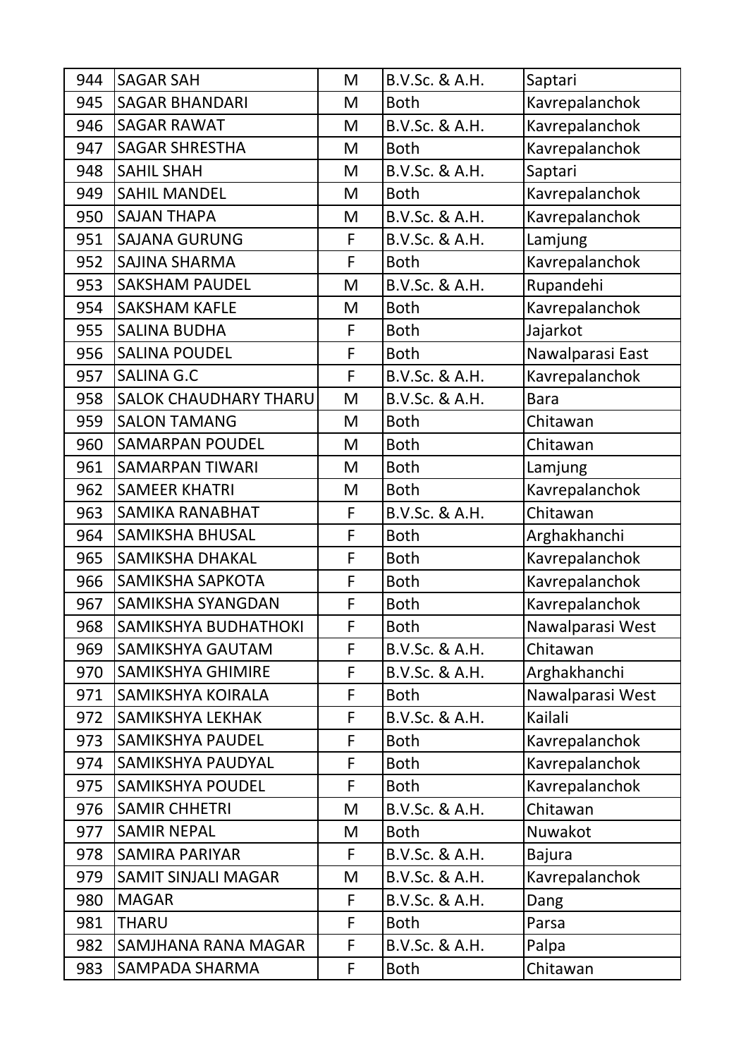| 944 | SAGAR SAH | M | B.V.Sc. & A.H. | Saptari |
|---|---|---|---|---|
| 945 | SAGAR BHANDARI | M | Both | Kavrepalanchok |
| 946 | SAGAR RAWAT | M | B.V.Sc. & A.H. | Kavrepalanchok |
| 947 | SAGAR SHRESTHA | M | Both | Kavrepalanchok |
| 948 | SAHIL SHAH | M | B.V.Sc. & A.H. | Saptari |
| 949 | SAHIL MANDEL | M | Both | Kavrepalanchok |
| 950 | SAJAN THAPA | M | B.V.Sc. & A.H. | Kavrepalanchok |
| 951 | SAJANA GURUNG | F | B.V.Sc. & A.H. | Lamjung |
| 952 | SAJINA SHARMA | F | Both | Kavrepalanchok |
| 953 | SAKSHAM PAUDEL | M | B.V.Sc. & A.H. | Rupandehi |
| 954 | SAKSHAM KAFLE | M | Both | Kavrepalanchok |
| 955 | SALINA BUDHA | F | Both | Jajarkot |
| 956 | SALINA POUDEL | F | Both | Nawalparasi East |
| 957 | SALINA G.C | F | B.V.Sc. & A.H. | Kavrepalanchok |
| 958 | SALOK CHAUDHARY THARU | M | B.V.Sc. & A.H. | Bara |
| 959 | SALON TAMANG | M | Both | Chitawan |
| 960 | SAMARPAN POUDEL | M | Both | Chitawan |
| 961 | SAMARPAN TIWARI | M | Both | Lamjung |
| 962 | SAMEER KHATRI | M | Both | Kavrepalanchok |
| 963 | SAMIKA RANABHAT | F | B.V.Sc. & A.H. | Chitawan |
| 964 | SAMIKSHA BHUSAL | F | Both | Arghakhanchi |
| 965 | SAMIKSHA DHAKAL | F | Both | Kavrepalanchok |
| 966 | SAMIKSHA SAPKOTA | F | Both | Kavrepalanchok |
| 967 | SAMIKSHA SYANGDAN | F | Both | Kavrepalanchok |
| 968 | SAMIKSHYA BUDHATHOKI | F | Both | Nawalparasi West |
| 969 | SAMIKSHYA GAUTAM | F | B.V.Sc. & A.H. | Chitawan |
| 970 | SAMIKSHYA GHIMIRE | F | B.V.Sc. & A.H. | Arghakhanchi |
| 971 | SAMIKSHYA KOIRALA | F | Both | Nawalparasi West |
| 972 | SAMIKSHYA LEKHAK | F | B.V.Sc. & A.H. | Kailali |
| 973 | SAMIKSHYA PAUDEL | F | Both | Kavrepalanchok |
| 974 | SAMIKSHYA PAUDYAL | F | Both | Kavrepalanchok |
| 975 | SAMIKSHYA POUDEL | F | Both | Kavrepalanchok |
| 976 | SAMIR CHHETRI | M | B.V.Sc. & A.H. | Chitawan |
| 977 | SAMIR NEPAL | M | Both | Nuwakot |
| 978 | SAMIRA PARIYAR | F | B.V.Sc. & A.H. | Bajura |
| 979 | SAMIT SINJALI MAGAR | M | B.V.Sc. & A.H. | Kavrepalanchok |
| 980 | MAGAR | F | B.V.Sc. & A.H. | Dang |
| 981 | THARU | F | Both | Parsa |
| 982 | SAMJHANA RANA MAGAR | F | B.V.Sc. & A.H. | Palpa |
| 983 | SAMPADA SHARMA | F | Both | Chitawan |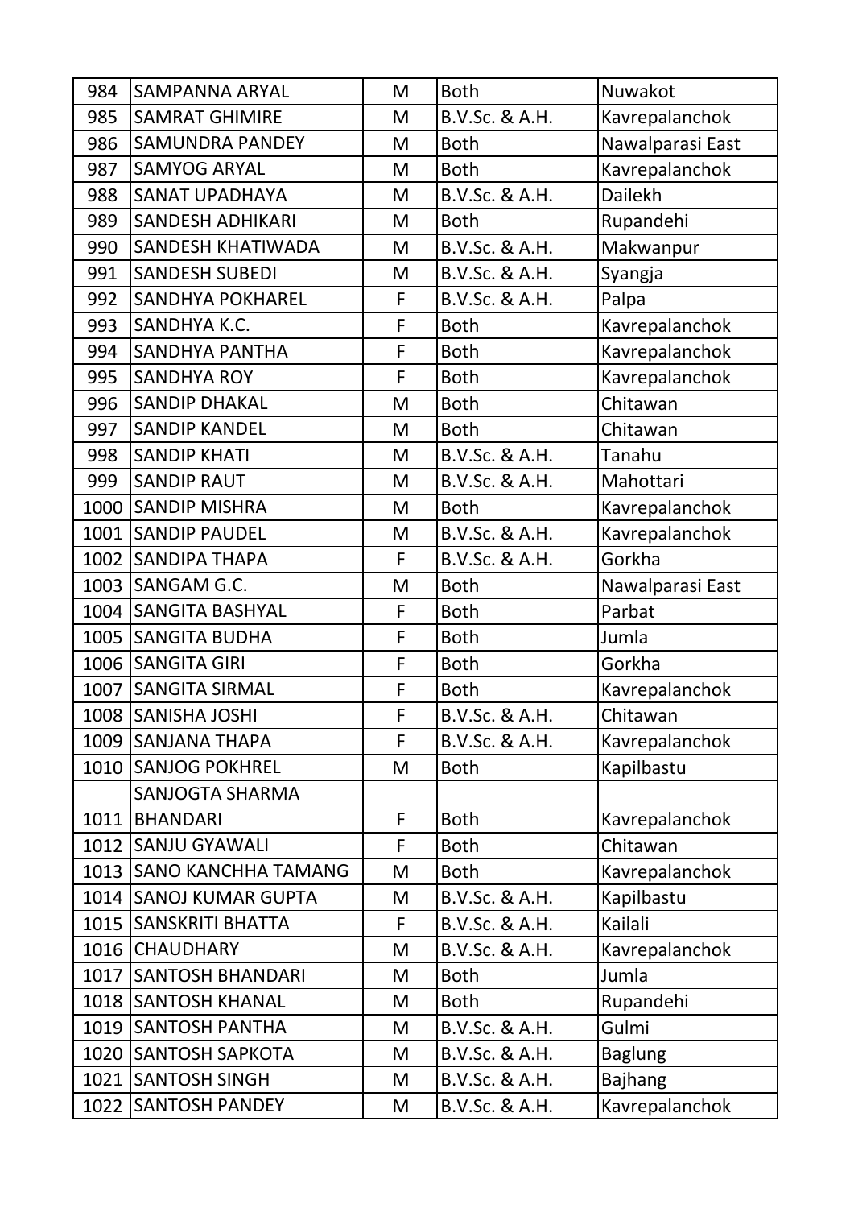| 984 | SAMPANNA ARYAL | M | Both | Nuwakot |
|---|---|---|---|---|
| 985 | SAMRAT GHIMIRE | M | B.V.Sc. & A.H. | Kavrepalanchok |
| 986 | SAMUNDRA PANDEY | M | Both | Nawalparasi East |
| 987 | SAMYOG ARYAL | M | Both | Kavrepalanchok |
| 988 | SANAT UPADHAYA | M | B.V.Sc. & A.H. | Dailekh |
| 989 | SANDESH ADHIKARI | M | Both | Rupandehi |
| 990 | SANDESH KHATIWADA | M | B.V.Sc. & A.H. | Makwanpur |
| 991 | SANDESH SUBEDI | M | B.V.Sc. & A.H. | Syangja |
| 992 | SANDHYA POKHAREL | F | B.V.Sc. & A.H. | Palpa |
| 993 | SANDHYA K.C. | F | Both | Kavrepalanchok |
| 994 | SANDHYA PANTHA | F | Both | Kavrepalanchok |
| 995 | SANDHYA ROY | F | Both | Kavrepalanchok |
| 996 | SANDIP DHAKAL | M | Both | Chitawan |
| 997 | SANDIP KANDEL | M | Both | Chitawan |
| 998 | SANDIP KHATI | M | B.V.Sc. & A.H. | Tanahu |
| 999 | SANDIP RAUT | M | B.V.Sc. & A.H. | Mahottari |
| 1000 | SANDIP MISHRA | M | Both | Kavrepalanchok |
| 1001 | SANDIP PAUDEL | M | B.V.Sc. & A.H. | Kavrepalanchok |
| 1002 | SANDIPA THAPA | F | B.V.Sc. & A.H. | Gorkha |
| 1003 | SANGAM G.C. | M | Both | Nawalparasi East |
| 1004 | SANGITA BASHYAL | F | Both | Parbat |
| 1005 | SANGITA BUDHA | F | Both | Jumla |
| 1006 | SANGITA GIRI | F | Both | Gorkha |
| 1007 | SANGITA SIRMAL | F | Both | Kavrepalanchok |
| 1008 | SANISHA JOSHI | F | B.V.Sc. & A.H. | Chitawan |
| 1009 | SANJANA THAPA | F | B.V.Sc. & A.H. | Kavrepalanchok |
| 1010 | SANJOG POKHREL | M | Both | Kapilbastu |
| 1011 | SANJOGTA SHARMA BHANDARI | F | Both | Kavrepalanchok |
| 1012 | SANJU GYAWALI | F | Both | Chitawan |
| 1013 | SANO KANCHHA TAMANG | M | Both | Kavrepalanchok |
| 1014 | SANOJ KUMAR GUPTA | M | B.V.Sc. & A.H. | Kapilbastu |
| 1015 | SANSKRITI BHATTA | F | B.V.Sc. & A.H. | Kailali |
| 1016 | CHAUDHARY | M | B.V.Sc. & A.H. | Kavrepalanchok |
| 1017 | SANTOSH BHANDARI | M | Both | Jumla |
| 1018 | SANTOSH KHANAL | M | Both | Rupandehi |
| 1019 | SANTOSH PANTHA | M | B.V.Sc. & A.H. | Gulmi |
| 1020 | SANTOSH SAPKOTA | M | B.V.Sc. & A.H. | Baglung |
| 1021 | SANTOSH SINGH | M | B.V.Sc. & A.H. | Bajhang |
| 1022 | SANTOSH PANDEY | M | B.V.Sc. & A.H. | Kavrepalanchok |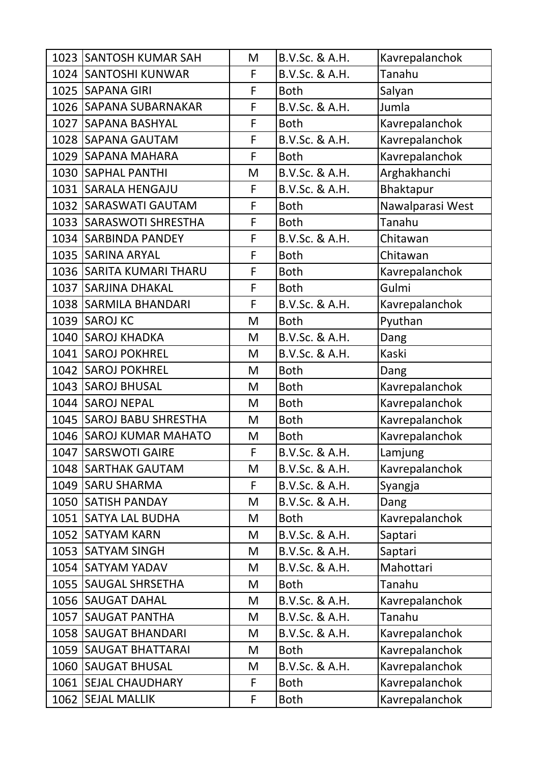| | | | | |
|---|---|---|---|---|
| 1023 | SANTOSH KUMAR SAH | M | B.V.Sc. & A.H. | Kavrepalanchok |
| 1024 | SANTOSHI KUNWAR | F | B.V.Sc. & A.H. | Tanahu |
| 1025 | SAPANA GIRI | F | Both | Salyan |
| 1026 | SAPANA SUBARNAKAR | F | B.V.Sc. & A.H. | Jumla |
| 1027 | SAPANA BASHYAL | F | Both | Kavrepalanchok |
| 1028 | SAPANA GAUTAM | F | B.V.Sc. & A.H. | Kavrepalanchok |
| 1029 | SAPANA MAHARA | F | Both | Kavrepalanchok |
| 1030 | SAPHAL PANTHI | M | B.V.Sc. & A.H. | Arghakhanchi |
| 1031 | SARALA HENGAJU | F | B.V.Sc. & A.H. | Bhaktapur |
| 1032 | SARASWATI GAUTAM | F | Both | Nawalparasi West |
| 1033 | SARASWOTI SHRESTHA | F | Both | Tanahu |
| 1034 | SARBINDA PANDEY | F | B.V.Sc. & A.H. | Chitawan |
| 1035 | SARINA ARYAL | F | Both | Chitawan |
| 1036 | SARITA KUMARI THARU | F | Both | Kavrepalanchok |
| 1037 | SARJINA DHAKAL | F | Both | Gulmi |
| 1038 | SARMILA BHANDARI | F | B.V.Sc. & A.H. | Kavrepalanchok |
| 1039 | SAROJ KC | M | Both | Pyuthan |
| 1040 | SAROJ KHADKA | M | B.V.Sc. & A.H. | Dang |
| 1041 | SAROJ POKHREL | M | B.V.Sc. & A.H. | Kaski |
| 1042 | SAROJ POKHREL | M | Both | Dang |
| 1043 | SAROJ BHUSAL | M | Both | Kavrepalanchok |
| 1044 | SAROJ NEPAL | M | Both | Kavrepalanchok |
| 1045 | SAROJ BABU SHRESTHA | M | Both | Kavrepalanchok |
| 1046 | SAROJ KUMAR MAHATO | M | Both | Kavrepalanchok |
| 1047 | SARSWOTI GAIRE | F | B.V.Sc. & A.H. | Lamjung |
| 1048 | SARTHAK GAUTAM | M | B.V.Sc. & A.H. | Kavrepalanchok |
| 1049 | SARU SHARMA | F | B.V.Sc. & A.H. | Syangja |
| 1050 | SATISH PANDAY | M | B.V.Sc. & A.H. | Dang |
| 1051 | SATYA LAL BUDHA | M | Both | Kavrepalanchok |
| 1052 | SATYAM KARN | M | B.V.Sc. & A.H. | Saptari |
| 1053 | SATYAM SINGH | M | B.V.Sc. & A.H. | Saptari |
| 1054 | SATYAM YADAV | M | B.V.Sc. & A.H. | Mahottari |
| 1055 | SAUGAL SHRSETHA | M | Both | Tanahu |
| 1056 | SAUGAT DAHAL | M | B.V.Sc. & A.H. | Kavrepalanchok |
| 1057 | SAUGAT PANTHA | M | B.V.Sc. & A.H. | Tanahu |
| 1058 | SAUGAT BHANDARI | M | B.V.Sc. & A.H. | Kavrepalanchok |
| 1059 | SAUGAT BHATTARAI | M | Both | Kavrepalanchok |
| 1060 | SAUGAT BHUSAL | M | B.V.Sc. & A.H. | Kavrepalanchok |
| 1061 | SEJAL CHAUDHARY | F | Both | Kavrepalanchok |
| 1062 | SEJAL MALLIK | F | Both | Kavrepalanchok |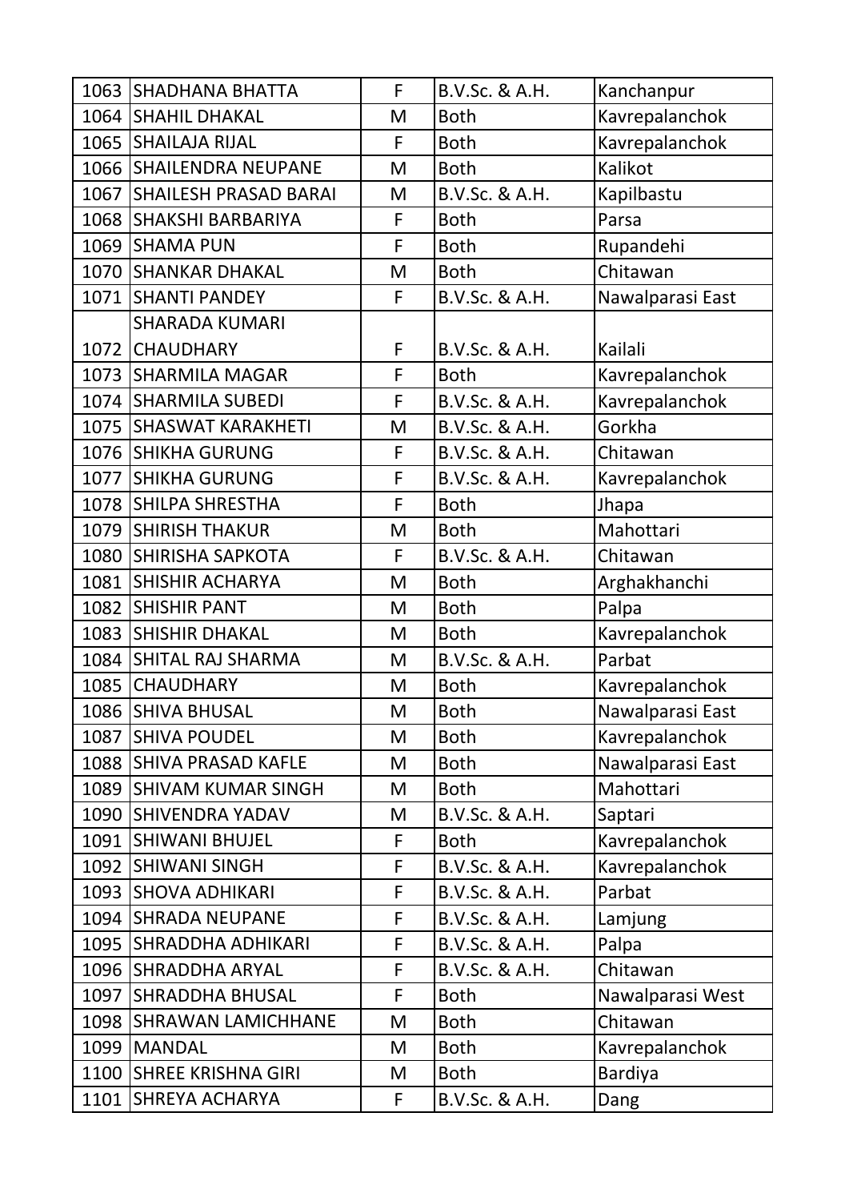| 1063 | SHADHANA BHATTA | F | B.V.Sc. & A.H. | Kanchanpur |
|---|---|---|---|---|
| 1064 | SHAHIL DHAKAL | M | Both | Kavrepalanchok |
| 1065 | SHAILAJA RIJAL | F | Both | Kavrepalanchok |
| 1066 | SHAILENDRA NEUPANE | M | Both | Kalikot |
| 1067 | SHAILESH PRASAD BARAI | M | B.V.Sc. & A.H. | Kapilbastu |
| 1068 | SHAKSHI BARBARIYA | F | Both | Parsa |
| 1069 | SHAMA PUN | F | Both | Rupandehi |
| 1070 | SHANKAR DHAKAL | M | Both | Chitawan |
| 1071 | SHANTI PANDEY | F | B.V.Sc. & A.H. | Nawalparasi East |
| 1072 | SHARADA KUMARI CHAUDHARY | F | B.V.Sc. & A.H. | Kailali |
| 1073 | SHARMILA MAGAR | F | Both | Kavrepalanchok |
| 1074 | SHARMILA SUBEDI | F | B.V.Sc. & A.H. | Kavrepalanchok |
| 1075 | SHASWAT KARAKHETI | M | B.V.Sc. & A.H. | Gorkha |
| 1076 | SHIKHA GURUNG | F | B.V.Sc. & A.H. | Chitawan |
| 1077 | SHIKHA GURUNG | F | B.V.Sc. & A.H. | Kavrepalanchok |
| 1078 | SHILPA SHRESTHA | F | Both | Jhapa |
| 1079 | SHIRISH THAKUR | M | Both | Mahottari |
| 1080 | SHIRISHA SAPKOTA | F | B.V.Sc. & A.H. | Chitawan |
| 1081 | SHISHIR ACHARYA | M | Both | Arghakhanchi |
| 1082 | SHISHIR PANT | M | Both | Palpa |
| 1083 | SHISHIR DHAKAL | M | Both | Kavrepalanchok |
| 1084 | SHITAL RAJ SHARMA | M | B.V.Sc. & A.H. | Parbat |
| 1085 | CHAUDHARY | M | Both | Kavrepalanchok |
| 1086 | SHIVA BHUSAL | M | Both | Nawalparasi East |
| 1087 | SHIVA POUDEL | M | Both | Kavrepalanchok |
| 1088 | SHIVA PRASAD KAFLE | M | Both | Nawalparasi East |
| 1089 | SHIVAM KUMAR SINGH | M | Both | Mahottari |
| 1090 | SHIVENDRA YADAV | M | B.V.Sc. & A.H. | Saptari |
| 1091 | SHIWANI BHUJEL | F | Both | Kavrepalanchok |
| 1092 | SHIWANI SINGH | F | B.V.Sc. & A.H. | Kavrepalanchok |
| 1093 | SHOVA ADHIKARI | F | B.V.Sc. & A.H. | Parbat |
| 1094 | SHRADA NEUPANE | F | B.V.Sc. & A.H. | Lamjung |
| 1095 | SHRADDHA ADHIKARI | F | B.V.Sc. & A.H. | Palpa |
| 1096 | SHRADDHA ARYAL | F | B.V.Sc. & A.H. | Chitawan |
| 1097 | SHRADDHA BHUSAL | F | Both | Nawalparasi West |
| 1098 | SHRAWAN LAMICHHANE | M | Both | Chitawan |
| 1099 | MANDAL | M | Both | Kavrepalanchok |
| 1100 | SHREE KRISHNA GIRI | M | Both | Bardiya |
| 1101 | SHREYA ACHARYA | F | B.V.Sc. & A.H. | Dang |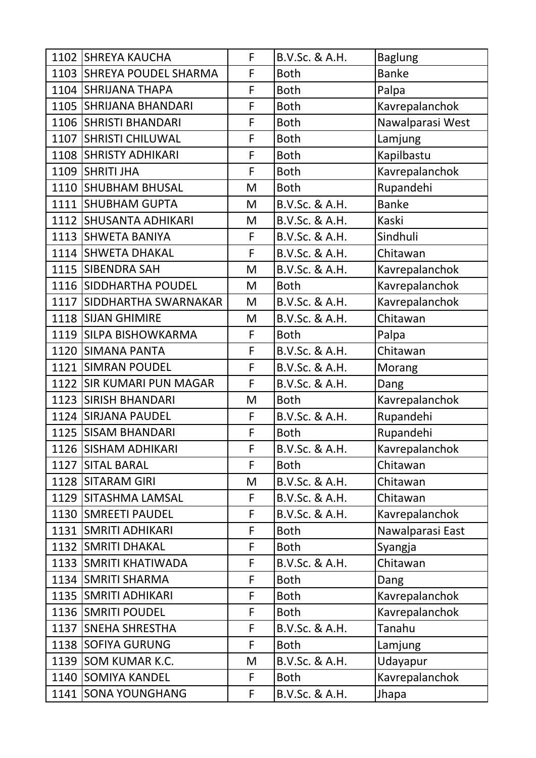| | | | | |
|---|---|---|---|---|
| 1102 | SHREYA KAUCHA | F | B.V.Sc. & A.H. | Baglung |
| 1103 | SHREYA POUDEL SHARMA | F | Both | Banke |
| 1104 | SHRIJANA THAPA | F | Both | Palpa |
| 1105 | SHRIJANA BHANDARI | F | Both | Kavrepalanchok |
| 1106 | SHRISTI BHANDARI | F | Both | Nawalparasi West |
| 1107 | SHRISTI CHILUWAL | F | Both | Lamjung |
| 1108 | SHRISTY ADHIKARI | F | Both | Kapilbastu |
| 1109 | SHRITI JHA | F | Both | Kavrepalanchok |
| 1110 | SHUBHAM BHUSAL | M | Both | Rupandehi |
| 1111 | SHUBHAM GUPTA | M | B.V.Sc. & A.H. | Banke |
| 1112 | SHUSANTA ADHIKARI | M | B.V.Sc. & A.H. | Kaski |
| 1113 | SHWETA BANIYA | F | B.V.Sc. & A.H. | Sindhuli |
| 1114 | SHWETA DHAKAL | F | B.V.Sc. & A.H. | Chitawan |
| 1115 | SIBENDRA SAH | M | B.V.Sc. & A.H. | Kavrepalanchok |
| 1116 | SIDDHARTHA POUDEL | M | Both | Kavrepalanchok |
| 1117 | SIDDHARTHA SWARNAKAR | M | B.V.Sc. & A.H. | Kavrepalanchok |
| 1118 | SIJAN GHIMIRE | M | B.V.Sc. & A.H. | Chitawan |
| 1119 | SILPA BISHOWKARMA | F | Both | Palpa |
| 1120 | SIMANA PANTA | F | B.V.Sc. & A.H. | Chitawan |
| 1121 | SIMRAN POUDEL | F | B.V.Sc. & A.H. | Morang |
| 1122 | SIR KUMARI PUN MAGAR | F | B.V.Sc. & A.H. | Dang |
| 1123 | SIRISH BHANDARI | M | Both | Kavrepalanchok |
| 1124 | SIRJANA PAUDEL | F | B.V.Sc. & A.H. | Rupandehi |
| 1125 | SISAM BHANDARI | F | Both | Rupandehi |
| 1126 | SISHAM ADHIKARI | F | B.V.Sc. & A.H. | Kavrepalanchok |
| 1127 | SITAL BARAL | F | Both | Chitawan |
| 1128 | SITARAM GIRI | M | B.V.Sc. & A.H. | Chitawan |
| 1129 | SITASHMA LAMSAL | F | B.V.Sc. & A.H. | Chitawan |
| 1130 | SMREETI PAUDEL | F | B.V.Sc. & A.H. | Kavrepalanchok |
| 1131 | SMRITI ADHIKARI | F | Both | Nawalparasi East |
| 1132 | SMRITI DHAKAL | F | Both | Syangja |
| 1133 | SMRITI KHATIWADA | F | B.V.Sc. & A.H. | Chitawan |
| 1134 | SMRITI SHARMA | F | Both | Dang |
| 1135 | SMRITI ADHIKARI | F | Both | Kavrepalanchok |
| 1136 | SMRITI POUDEL | F | Both | Kavrepalanchok |
| 1137 | SNEHA SHRESTHA | F | B.V.Sc. & A.H. | Tanahu |
| 1138 | SOFIYA GURUNG | F | Both | Lamjung |
| 1139 | SOM KUMAR K.C. | M | B.V.Sc. & A.H. | Udayapur |
| 1140 | SOMIYA KANDEL | F | Both | Kavrepalanchok |
| 1141 | SONA YOUNGHANG | F | B.V.Sc. & A.H. | Jhapa |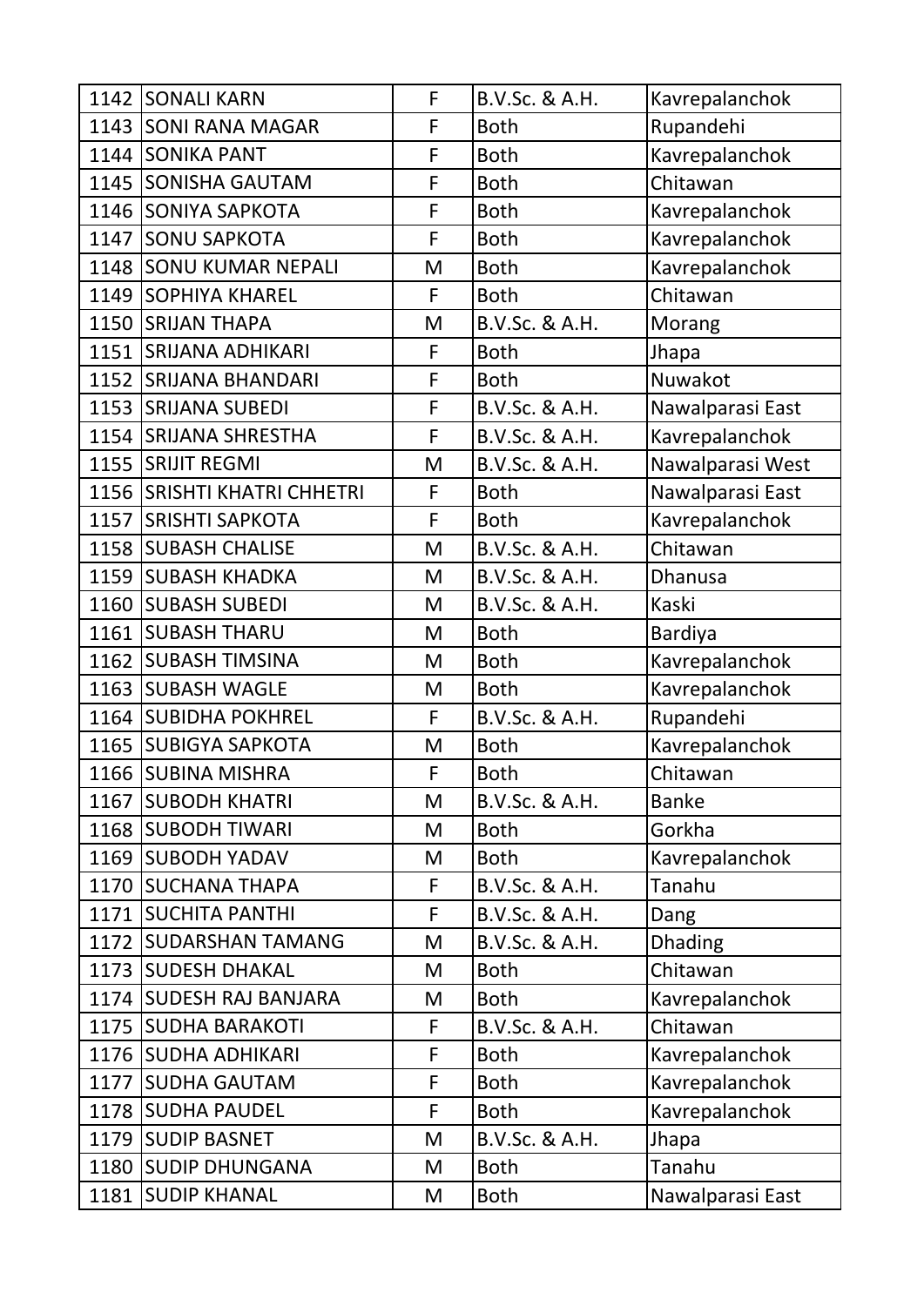| 1142 | SONALI KARN | F | B.V.Sc. & A.H. | Kavrepalanchok |
|---|---|---|---|---|
| 1143 | SONI RANA MAGAR | F | Both | Rupandehi |
| 1144 | SONIKA PANT | F | Both | Kavrepalanchok |
| 1145 | SONISHA GAUTAM | F | Both | Chitawan |
| 1146 | SONIYA SAPKOTA | F | Both | Kavrepalanchok |
| 1147 | SONU SAPKOTA | F | Both | Kavrepalanchok |
| 1148 | SONU KUMAR NEPALI | M | Both | Kavrepalanchok |
| 1149 | SOPHIYA KHAREL | F | Both | Chitawan |
| 1150 | SRIJAN THAPA | M | B.V.Sc. & A.H. | Morang |
| 1151 | SRIJANA ADHIKARI | F | Both | Jhapa |
| 1152 | SRIJANA BHANDARI | F | Both | Nuwakot |
| 1153 | SRIJANA SUBEDI | F | B.V.Sc. & A.H. | Nawalparasi East |
| 1154 | SRIJANA SHRESTHA | F | B.V.Sc. & A.H. | Kavrepalanchok |
| 1155 | SRIJIT REGMI | M | B.V.Sc. & A.H. | Nawalparasi West |
| 1156 | SRISHTI KHATRI CHHETRI | F | Both | Nawalparasi East |
| 1157 | SRISHTI SAPKOTA | F | Both | Kavrepalanchok |
| 1158 | SUBASH CHALISE | M | B.V.Sc. & A.H. | Chitawan |
| 1159 | SUBASH KHADKA | M | B.V.Sc. & A.H. | Dhanusa |
| 1160 | SUBASH SUBEDI | M | B.V.Sc. & A.H. | Kaski |
| 1161 | SUBASH THARU | M | Both | Bardiya |
| 1162 | SUBASH TIMSINA | M | Both | Kavrepalanchok |
| 1163 | SUBASH WAGLE | M | Both | Kavrepalanchok |
| 1164 | SUBIDHA POKHREL | F | B.V.Sc. & A.H. | Rupandehi |
| 1165 | SUBIGYA SAPKOTA | M | Both | Kavrepalanchok |
| 1166 | SUBINA MISHRA | F | Both | Chitawan |
| 1167 | SUBODH KHATRI | M | B.V.Sc. & A.H. | Banke |
| 1168 | SUBODH TIWARI | M | Both | Gorkha |
| 1169 | SUBODH YADAV | M | Both | Kavrepalanchok |
| 1170 | SUCHANA THAPA | F | B.V.Sc. & A.H. | Tanahu |
| 1171 | SUCHITA PANTHI | F | B.V.Sc. & A.H. | Dang |
| 1172 | SUDARSHAN TAMANG | M | B.V.Sc. & A.H. | Dhading |
| 1173 | SUDESH DHAKAL | M | Both | Chitawan |
| 1174 | SUDESH RAJ BANJARA | M | Both | Kavrepalanchok |
| 1175 | SUDHA BARAKOTI | F | B.V.Sc. & A.H. | Chitawan |
| 1176 | SUDHA ADHIKARI | F | Both | Kavrepalanchok |
| 1177 | SUDHA GAUTAM | F | Both | Kavrepalanchok |
| 1178 | SUDHA PAUDEL | F | Both | Kavrepalanchok |
| 1179 | SUDIP BASNET | M | B.V.Sc. & A.H. | Jhapa |
| 1180 | SUDIP DHUNGANA | M | Both | Tanahu |
| 1181 | SUDIP KHANAL | M | Both | Nawalparasi East |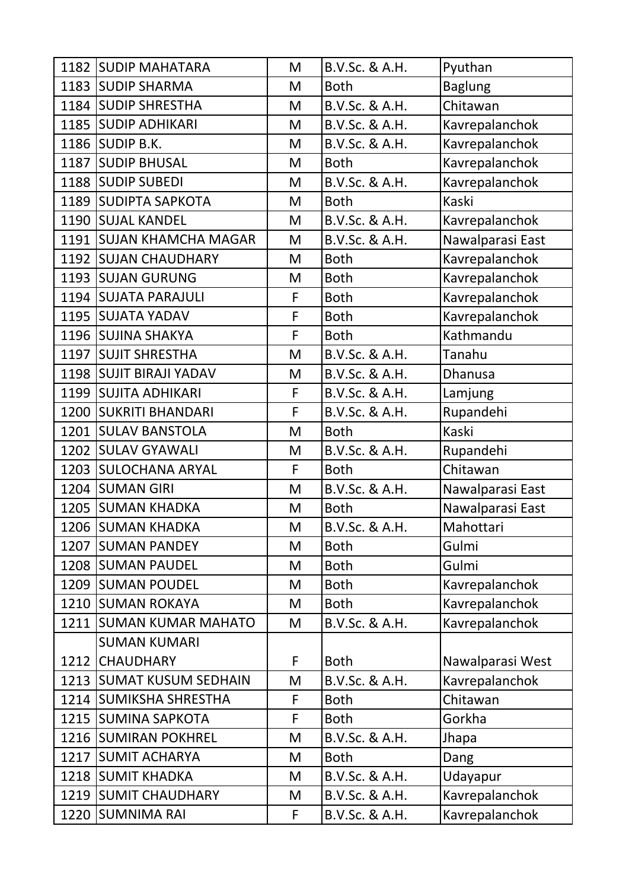| | | | | |
|---|---|---|---|---|
| 1182 | SUDIP MAHATARA | M | B.V.Sc. & A.H. | Pyuthan |
| 1183 | SUDIP SHARMA | M | Both | Baglung |
| 1184 | SUDIP SHRESTHA | M | B.V.Sc. & A.H. | Chitawan |
| 1185 | SUDIP ADHIKARI | M | B.V.Sc. & A.H. | Kavrepalanchok |
| 1186 | SUDIP B.K. | M | B.V.Sc. & A.H. | Kavrepalanchok |
| 1187 | SUDIP BHUSAL | M | Both | Kavrepalanchok |
| 1188 | SUDIP SUBEDI | M | B.V.Sc. & A.H. | Kavrepalanchok |
| 1189 | SUDIPTA SAPKOTA | M | Both | Kaski |
| 1190 | SUJAL KANDEL | M | B.V.Sc. & A.H. | Kavrepalanchok |
| 1191 | SUJAN KHAMCHA MAGAR | M | B.V.Sc. & A.H. | Nawalparasi East |
| 1192 | SUJAN CHAUDHARY | M | Both | Kavrepalanchok |
| 1193 | SUJAN GURUNG | M | Both | Kavrepalanchok |
| 1194 | SUJATA PARAJULI | F | Both | Kavrepalanchok |
| 1195 | SUJATA YADAV | F | Both | Kavrepalanchok |
| 1196 | SUJINA SHAKYA | F | Both | Kathmandu |
| 1197 | SUJIT SHRESTHA | M | B.V.Sc. & A.H. | Tanahu |
| 1198 | SUJIT BIRAJI YADAV | M | B.V.Sc. & A.H. | Dhanusa |
| 1199 | SUJITA ADHIKARI | F | B.V.Sc. & A.H. | Lamjung |
| 1200 | SUKRITI BHANDARI | F | B.V.Sc. & A.H. | Rupandehi |
| 1201 | SULAV BANSTOLA | M | Both | Kaski |
| 1202 | SULAV GYAWALI | M | B.V.Sc. & A.H. | Rupandehi |
| 1203 | SULOCHANA ARYAL | F | Both | Chitawan |
| 1204 | SUMAN GIRI | M | B.V.Sc. & A.H. | Nawalparasi East |
| 1205 | SUMAN KHADKA | M | Both | Nawalparasi East |
| 1206 | SUMAN KHADKA | M | B.V.Sc. & A.H. | Mahottari |
| 1207 | SUMAN PANDEY | M | Both | Gulmi |
| 1208 | SUMAN PAUDEL | M | Both | Gulmi |
| 1209 | SUMAN POUDEL | M | Both | Kavrepalanchok |
| 1210 | SUMAN ROKAYA | M | Both | Kavrepalanchok |
| 1211 | SUMAN KUMAR MAHATO | M | B.V.Sc. & A.H. | Kavrepalanchok |
| 1212 | SUMAN KUMARI CHAUDHARY | F | Both | Nawalparasi West |
| 1213 | SUMAT KUSUM SEDHAIN | M | B.V.Sc. & A.H. | Kavrepalanchok |
| 1214 | SUMIKSHA SHRESTHA | F | Both | Chitawan |
| 1215 | SUMINA SAPKOTA | F | Both | Gorkha |
| 1216 | SUMIRAN POKHREL | M | B.V.Sc. & A.H. | Jhapa |
| 1217 | SUMIT ACHARYA | M | Both | Dang |
| 1218 | SUMIT KHADKA | M | B.V.Sc. & A.H. | Udayapur |
| 1219 | SUMIT CHAUDHARY | M | B.V.Sc. & A.H. | Kavrepalanchok |
| 1220 | SUMNIMA RAI | F | B.V.Sc. & A.H. | Kavrepalanchok |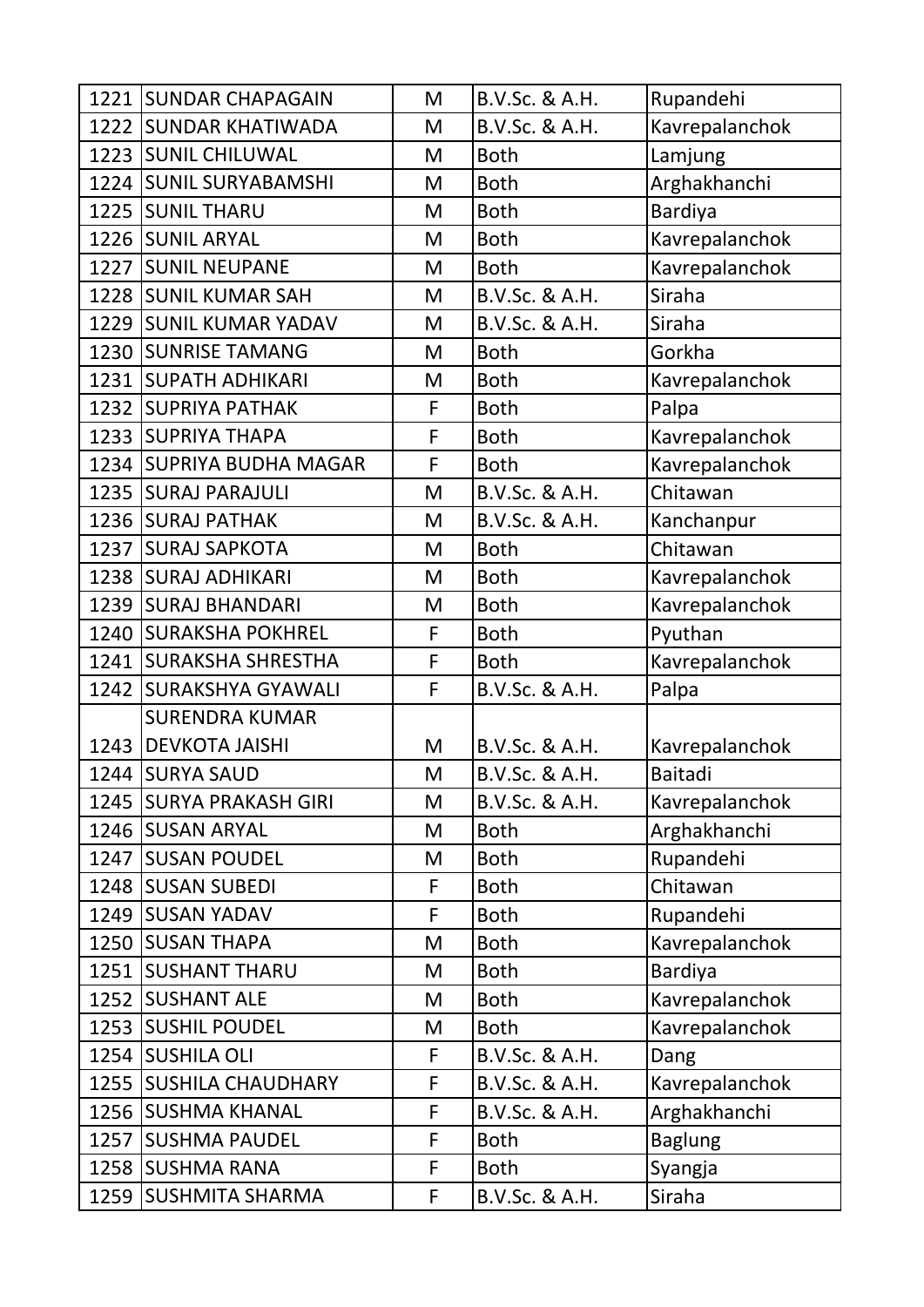| 1221 | SUNDAR CHAPAGAIN | M | B.V.Sc. & A.H. | Rupandehi |
|---|---|---|---|---|
| 1222 | SUNDAR KHATIWADA | M | B.V.Sc. & A.H. | Kavrepalanchok |
| 1223 | SUNIL CHILUWAL | M | Both | Lamjung |
| 1224 | SUNIL SURYABAMSHI | M | Both | Arghakhanchi |
| 1225 | SUNIL THARU | M | Both | Bardiya |
| 1226 | SUNIL ARYAL | M | Both | Kavrepalanchok |
| 1227 | SUNIL NEUPANE | M | Both | Kavrepalanchok |
| 1228 | SUNIL KUMAR SAH | M | B.V.Sc. & A.H. | Siraha |
| 1229 | SUNIL KUMAR YADAV | M | B.V.Sc. & A.H. | Siraha |
| 1230 | SUNRISE TAMANG | M | Both | Gorkha |
| 1231 | SUPATH ADHIKARI | M | Both | Kavrepalanchok |
| 1232 | SUPRIYA PATHAK | F | Both | Palpa |
| 1233 | SUPRIYA THAPA | F | Both | Kavrepalanchok |
| 1234 | SUPRIYA BUDHA MAGAR | F | Both | Kavrepalanchok |
| 1235 | SURAJ PARAJULI | M | B.V.Sc. & A.H. | Chitawan |
| 1236 | SURAJ PATHAK | M | B.V.Sc. & A.H. | Kanchanpur |
| 1237 | SURAJ SAPKOTA | M | Both | Chitawan |
| 1238 | SURAJ ADHIKARI | M | Both | Kavrepalanchok |
| 1239 | SURAJ BHANDARI | M | Both | Kavrepalanchok |
| 1240 | SURAKSHA POKHREL | F | Both | Pyuthan |
| 1241 | SURAKSHA SHRESTHA | F | Both | Kavrepalanchok |
| 1242 | SURAKSHYA GYAWALI | F | B.V.Sc. & A.H. | Palpa |
| 1243 | SURENDRA KUMAR DEVKOTA JAISHI | M | B.V.Sc. & A.H. | Kavrepalanchok |
| 1244 | SURYA SAUD | M | B.V.Sc. & A.H. | Baitadi |
| 1245 | SURYA PRAKASH GIRI | M | B.V.Sc. & A.H. | Kavrepalanchok |
| 1246 | SUSAN ARYAL | M | Both | Arghakhanchi |
| 1247 | SUSAN POUDEL | M | Both | Rupandehi |
| 1248 | SUSAN SUBEDI | F | Both | Chitawan |
| 1249 | SUSAN YADAV | F | Both | Rupandehi |
| 1250 | SUSAN THAPA | M | Both | Kavrepalanchok |
| 1251 | SUSHANT THARU | M | Both | Bardiya |
| 1252 | SUSHANT ALE | M | Both | Kavrepalanchok |
| 1253 | SUSHIL POUDEL | M | Both | Kavrepalanchok |
| 1254 | SUSHILA OLI | F | B.V.Sc. & A.H. | Dang |
| 1255 | SUSHILA CHAUDHARY | F | B.V.Sc. & A.H. | Kavrepalanchok |
| 1256 | SUSHMA KHANAL | F | B.V.Sc. & A.H. | Arghakhanchi |
| 1257 | SUSHMA PAUDEL | F | Both | Baglung |
| 1258 | SUSHMA RANA | F | Both | Syangja |
| 1259 | SUSHMITA SHARMA | F | B.V.Sc. & A.H. | Siraha |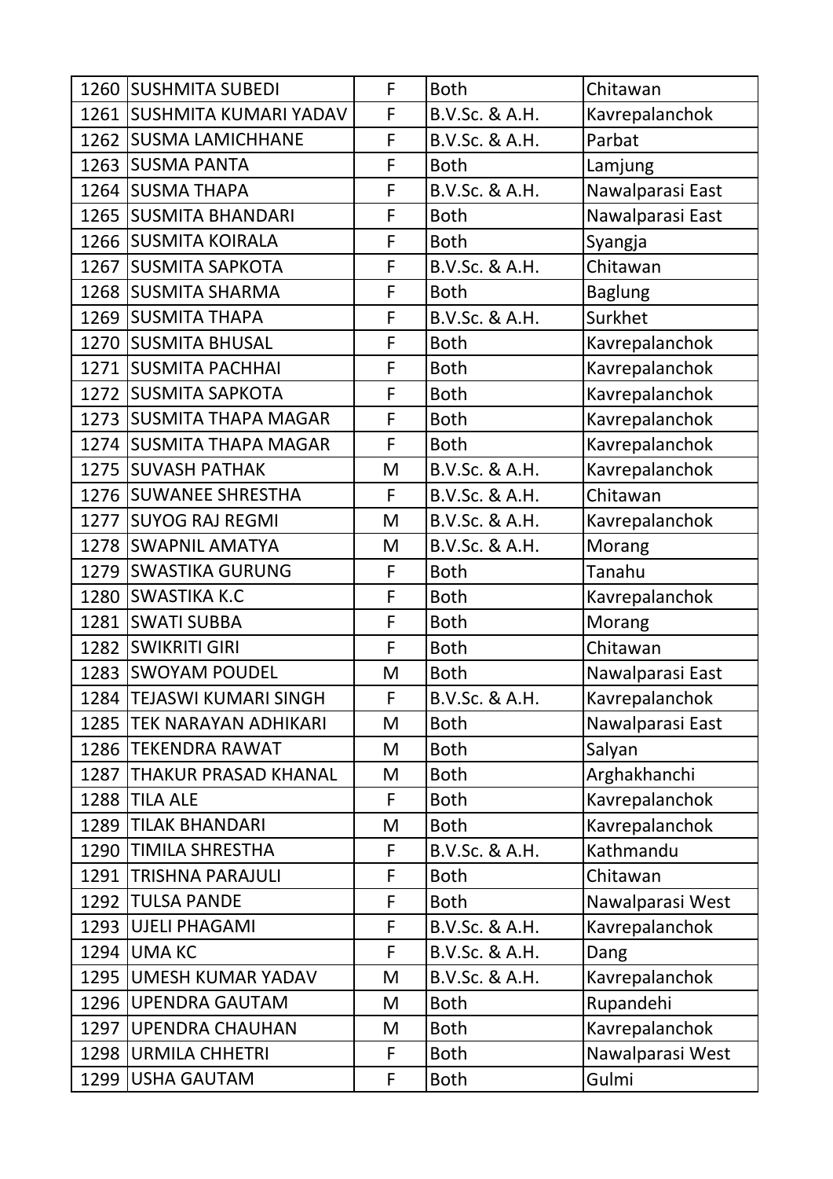| 1260 | SUSHMITA SUBEDI | F | Both | Chitawan |
|---|---|---|---|---|
| 1261 | SUSHMITA KUMARI YADAV | F | B.V.Sc. & A.H. | Kavrepalanchok |
| 1262 | SUSMA LAMICHHANE | F | B.V.Sc. & A.H. | Parbat |
| 1263 | SUSMA PANTA | F | Both | Lamjung |
| 1264 | SUSMA THAPA | F | B.V.Sc. & A.H. | Nawalparasi East |
| 1265 | SUSMITA BHANDARI | F | Both | Nawalparasi East |
| 1266 | SUSMITA KOIRALA | F | Both | Syangja |
| 1267 | SUSMITA SAPKOTA | F | B.V.Sc. & A.H. | Chitawan |
| 1268 | SUSMITA SHARMA | F | Both | Baglung |
| 1269 | SUSMITA THAPA | F | B.V.Sc. & A.H. | Surkhet |
| 1270 | SUSMITA BHUSAL | F | Both | Kavrepalanchok |
| 1271 | SUSMITA PACHHAI | F | Both | Kavrepalanchok |
| 1272 | SUSMITA SAPKOTA | F | Both | Kavrepalanchok |
| 1273 | SUSMITA THAPA MAGAR | F | Both | Kavrepalanchok |
| 1274 | SUSMITA THAPA MAGAR | F | Both | Kavrepalanchok |
| 1275 | SUVASH PATHAK | M | B.V.Sc. & A.H. | Kavrepalanchok |
| 1276 | SUWANEE SHRESTHA | F | B.V.Sc. & A.H. | Chitawan |
| 1277 | SUYOG RAJ REGMI | M | B.V.Sc. & A.H. | Kavrepalanchok |
| 1278 | SWAPNIL AMATYA | M | B.V.Sc. & A.H. | Morang |
| 1279 | SWASTIKA GURUNG | F | Both | Tanahu |
| 1280 | SWASTIKA K.C | F | Both | Kavrepalanchok |
| 1281 | SWATI SUBBA | F | Both | Morang |
| 1282 | SWIKRITI GIRI | F | Both | Chitawan |
| 1283 | SWOYAM POUDEL | M | Both | Nawalparasi East |
| 1284 | TEJASWI KUMARI SINGH | F | B.V.Sc. & A.H. | Kavrepalanchok |
| 1285 | TEK NARAYAN ADHIKARI | M | Both | Nawalparasi East |
| 1286 | TEKENDRA RAWAT | M | Both | Salyan |
| 1287 | THAKUR PRASAD KHANAL | M | Both | Arghakhanchi |
| 1288 | TILA ALE | F | Both | Kavrepalanchok |
| 1289 | TILAK BHANDARI | M | Both | Kavrepalanchok |
| 1290 | TIMILA SHRESTHA | F | B.V.Sc. & A.H. | Kathmandu |
| 1291 | TRISHNA PARAJULI | F | Both | Chitawan |
| 1292 | TULSA PANDE | F | Both | Nawalparasi West |
| 1293 | UJELI PHAGAMI | F | B.V.Sc. & A.H. | Kavrepalanchok |
| 1294 | UMA KC | F | B.V.Sc. & A.H. | Dang |
| 1295 | UMESH KUMAR YADAV | M | B.V.Sc. & A.H. | Kavrepalanchok |
| 1296 | UPENDRA GAUTAM | M | Both | Rupandehi |
| 1297 | UPENDRA CHAUHAN | M | Both | Kavrepalanchok |
| 1298 | URMILA CHHETRI | F | Both | Nawalparasi West |
| 1299 | USHA GAUTAM | F | Both | Gulmi |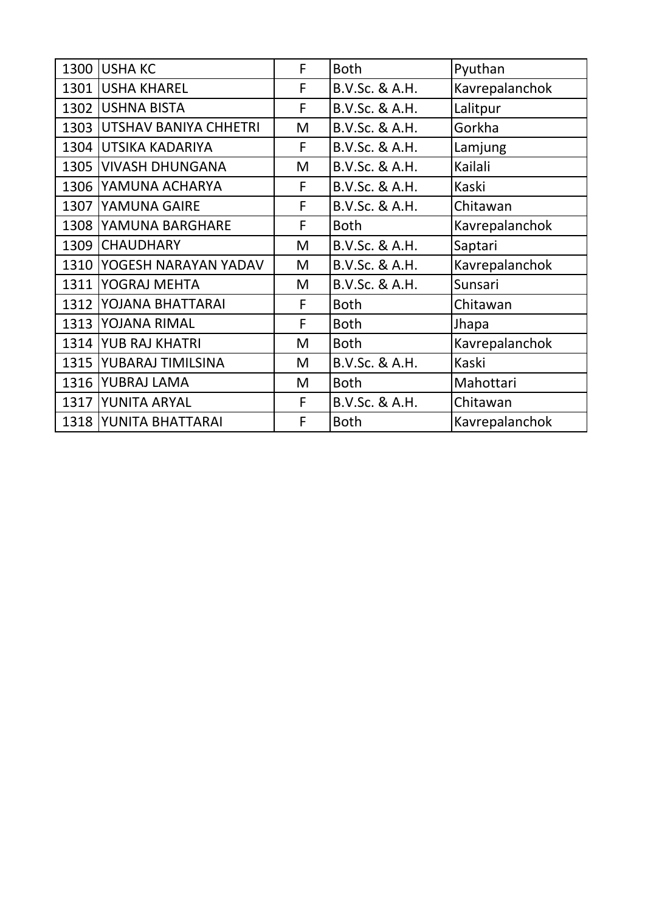| | | | | |
|---|---|---|---|---|
| 1300 | USHA KC | F | Both | Pyuthan |
| 1301 | USHA KHAREL | F | B.V.Sc. & A.H. | Kavrepalanchok |
| 1302 | USHNA BISTA | F | B.V.Sc. & A.H. | Lalitpur |
| 1303 | UTSHAV BANIYA CHHETRI | M | B.V.Sc. & A.H. | Gorkha |
| 1304 | UTSIKA KADARIYA | F | B.V.Sc. & A.H. | Lamjung |
| 1305 | VIVASH DHUNGANA | M | B.V.Sc. & A.H. | Kailali |
| 1306 | YAMUNA ACHARYA | F | B.V.Sc. & A.H. | Kaski |
| 1307 | YAMUNA GAIRE | F | B.V.Sc. & A.H. | Chitawan |
| 1308 | YAMUNA BARGHARE | F | Both | Kavrepalanchok |
| 1309 | CHAUDHARY | M | B.V.Sc. & A.H. | Saptari |
| 1310 | YOGESH NARAYAN YADAV | M | B.V.Sc. & A.H. | Kavrepalanchok |
| 1311 | YOGRAJ MEHTA | M | B.V.Sc. & A.H. | Sunsari |
| 1312 | YOJANA BHATTARAI | F | Both | Chitawan |
| 1313 | YOJANA RIMAL | F | Both | Jhapa |
| 1314 | YUB RAJ KHATRI | M | Both | Kavrepalanchok |
| 1315 | YUBARAJ TIMILSINA | M | B.V.Sc. & A.H. | Kaski |
| 1316 | YUBRAJ LAMA | M | Both | Mahottari |
| 1317 | YUNITA ARYAL | F | B.V.Sc. & A.H. | Chitawan |
| 1318 | YUNITA BHATTARAI | F | Both | Kavrepalanchok |